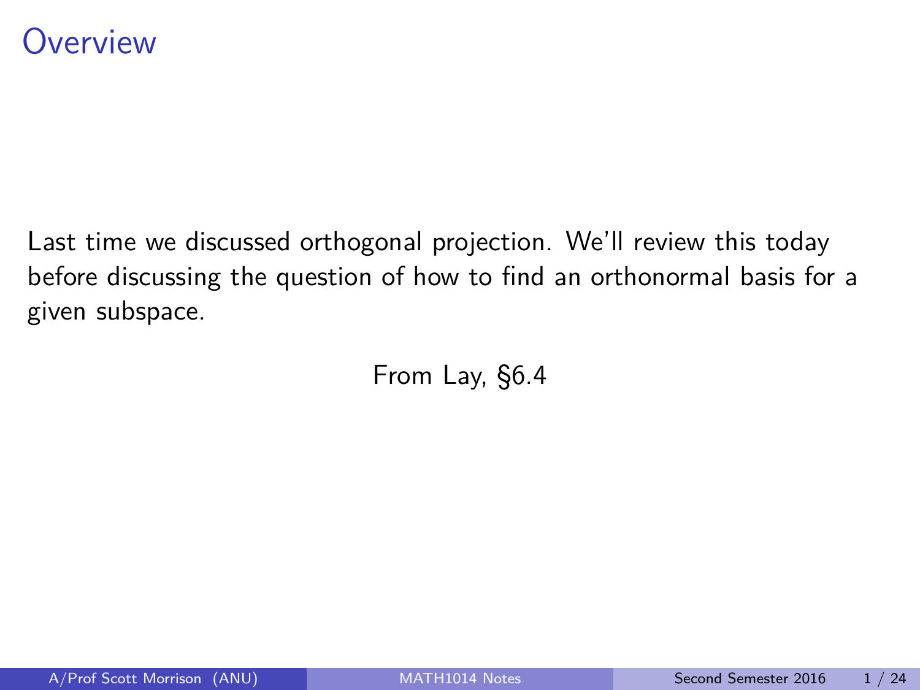# Overview

Last time we discussed orthogonal projection. We'll review this today before discussing the question of how to find an orthonormal basis for a given subspace.

From Lay, §6.4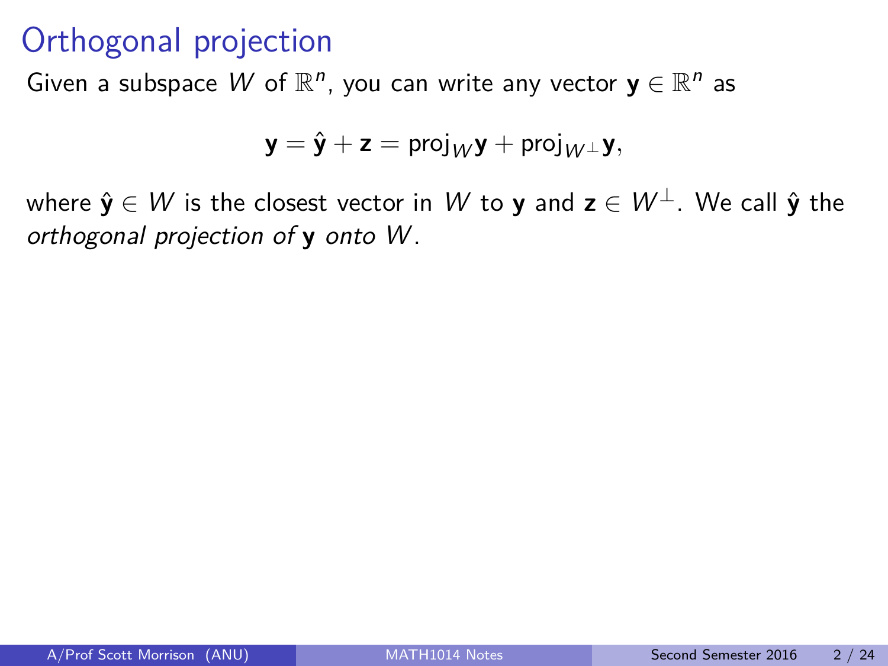# Orthogonal projection

Given a subspace $W$ of $\mathbb{R}^n$, you can write any vector $\mathbf{y} \in \mathbb{R}^n$ as

$$\mathbf{y} = \hat{\mathbf{y}} + \mathbf{z} = \text{proj}_W \mathbf{y} + \text{proj}_{W^\perp} \mathbf{y},$$

where $\hat{\mathbf{y}} \in W$ is the closest vector in $W$ to $\mathbf{y}$ and $\mathbf{z} \in W^\perp$. We call $\hat{\mathbf{y}}$ the *orthogonal projection of* $\mathbf{y}$ *onto* $W$.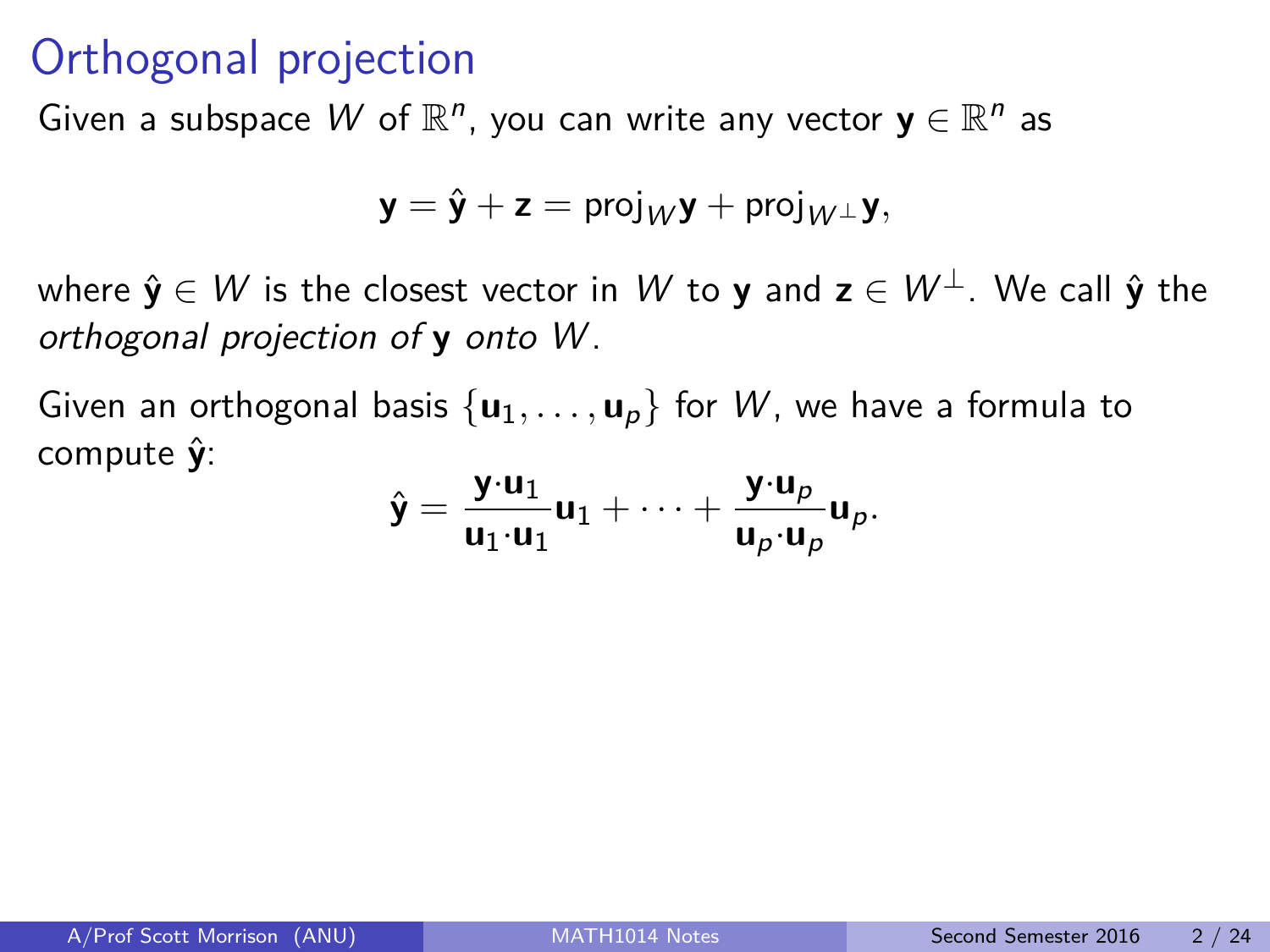# Orthogonal projection

Given a subspace $W$ of $\mathbb{R}^n$, you can write any vector $\mathbf{y} \in \mathbb{R}^n$ as

$$\mathbf{y} = \hat{\mathbf{y}} + \mathbf{z} = \text{proj}_W \mathbf{y} + \text{proj}_{W^\perp} \mathbf{y},$$

where $\hat{\mathbf{y}} \in W$ is the closest vector in $W$ to $\mathbf{y}$ and $\mathbf{z} \in W^\perp$. We call $\hat{\mathbf{y}}$ the *orthogonal projection of* $\mathbf{y}$ *onto* $W$.

Given an orthogonal basis $\{\mathbf{u}_1, \ldots, \mathbf{u}_p\}$ for $W$, we have a formula to compute $\hat{\mathbf{y}}$:

$$\hat{\mathbf{y}} = \frac{\mathbf{y} \cdot \mathbf{u}_1}{\mathbf{u}_1 \cdot \mathbf{u}_1} \mathbf{u}_1 + \cdots + \frac{\mathbf{y} \cdot \mathbf{u}_p}{\mathbf{u}_p \cdot \mathbf{u}_p} \mathbf{u}_p.$$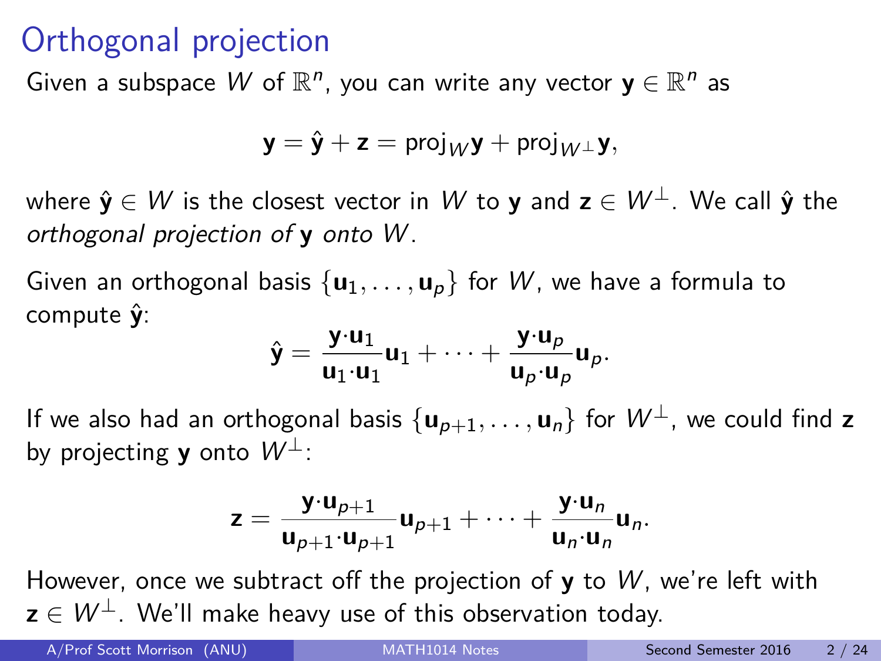# Orthogonal projection

Given a subspace $W$ of $\mathbb{R}^n$, you can write any vector $\mathbf{y} \in \mathbb{R}^n$ as

$$\mathbf{y} = \hat{\mathbf{y}} + \mathbf{z} = \text{proj}_W \mathbf{y} + \text{proj}_{W^\perp} \mathbf{y},$$

where $\hat{\mathbf{y}} \in W$ is the closest vector in $W$ to $\mathbf{y}$ and $\mathbf{z} \in W^\perp$. We call $\hat{\mathbf{y}}$ the *orthogonal projection of* $\mathbf{y}$ *onto* $W$.

Given an orthogonal basis $\{\mathbf{u}_1, \ldots, \mathbf{u}_p\}$ for $W$, we have a formula to compute $\hat{\mathbf{y}}$:

$$\hat{\mathbf{y}} = \frac{\mathbf{y} \cdot \mathbf{u}_1}{\mathbf{u}_1 \cdot \mathbf{u}_1} \mathbf{u}_1 + \cdots + \frac{\mathbf{y} \cdot \mathbf{u}_p}{\mathbf{u}_p \cdot \mathbf{u}_p} \mathbf{u}_p.$$

If we also had an orthogonal basis $\{\mathbf{u}_{p+1}, \ldots, \mathbf{u}_n\}$ for $W^\perp$, we could find $\mathbf{z}$ by projecting $\mathbf{y}$ onto $W^\perp$:

$$\mathbf{z} = \frac{\mathbf{y} \cdot \mathbf{u}_{p+1}}{\mathbf{u}_{p+1} \cdot \mathbf{u}_{p+1}} \mathbf{u}_{p+1} + \cdots + \frac{\mathbf{y} \cdot \mathbf{u}_n}{\mathbf{u}_n \cdot \mathbf{u}_n} \mathbf{u}_n.$$

However, once we subtract off the projection of $\mathbf{y}$ to $W$, we're left with $\mathbf{z} \in W^\perp$. We'll make heavy use of this observation today.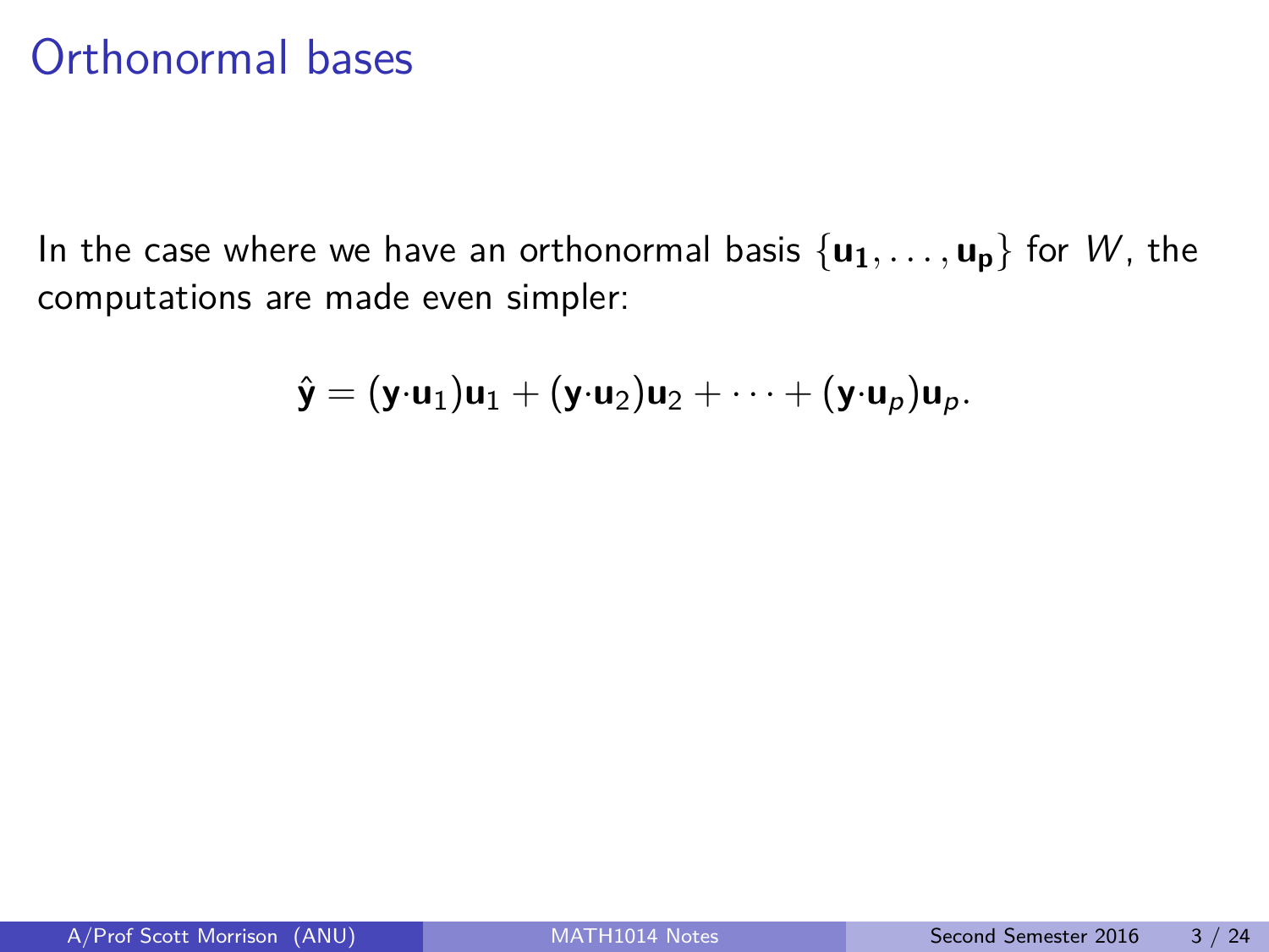# Orthonormal bases

In the case where we have an orthonormal basis $\{\mathbf{u_1}, \ldots, \mathbf{u_p}\}$ for $W$, the computations are made even simpler:

$$\hat{\mathbf{y}} = (\mathbf{y} \cdot \mathbf{u}_1)\mathbf{u}_1 + (\mathbf{y} \cdot \mathbf{u}_2)\mathbf{u}_2 + \cdots + (\mathbf{y} \cdot \mathbf{u}_p)\mathbf{u}_p.$$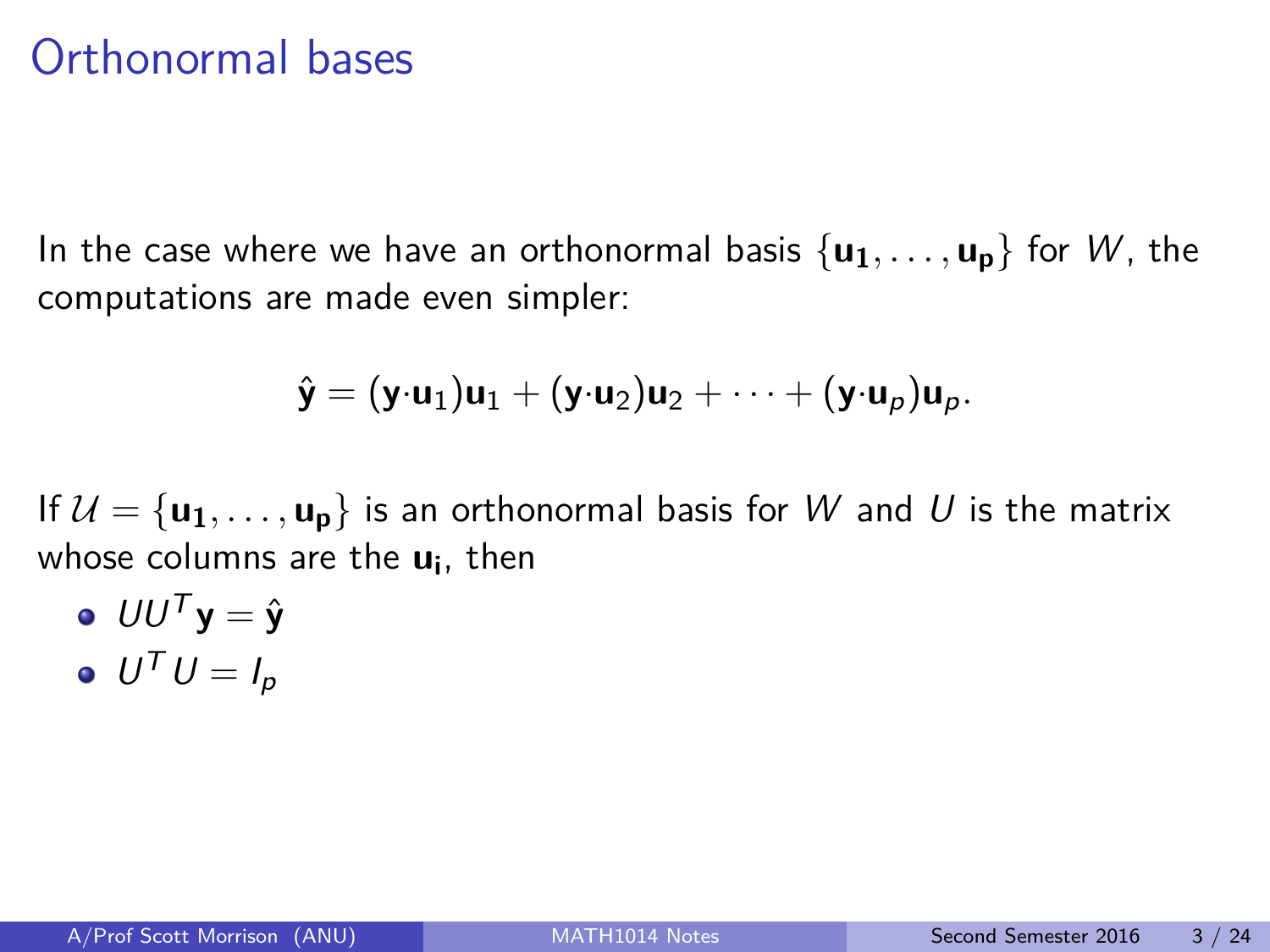# Orthonormal bases

In the case where we have an orthonormal basis $\{\mathbf{u_1}, \ldots, \mathbf{u_p}\}$ for $W$, the computations are made even simpler:

$$\hat{\mathbf{y}} = (\mathbf{y}\cdot\mathbf{u}_1)\mathbf{u}_1 + (\mathbf{y}\cdot\mathbf{u}_2)\mathbf{u}_2 + \cdots + (\mathbf{y}\cdot\mathbf{u}_p)\mathbf{u}_p.$$

If $\mathcal{U} = \{\mathbf{u_1}, \ldots, \mathbf{u_p}\}$ is an orthonormal basis for $W$ and $U$ is the matrix whose columns are the $\mathbf{u_i}$, then

- $UU^T\mathbf{y} = \hat{\mathbf{y}}$
- $U^TU = I_p$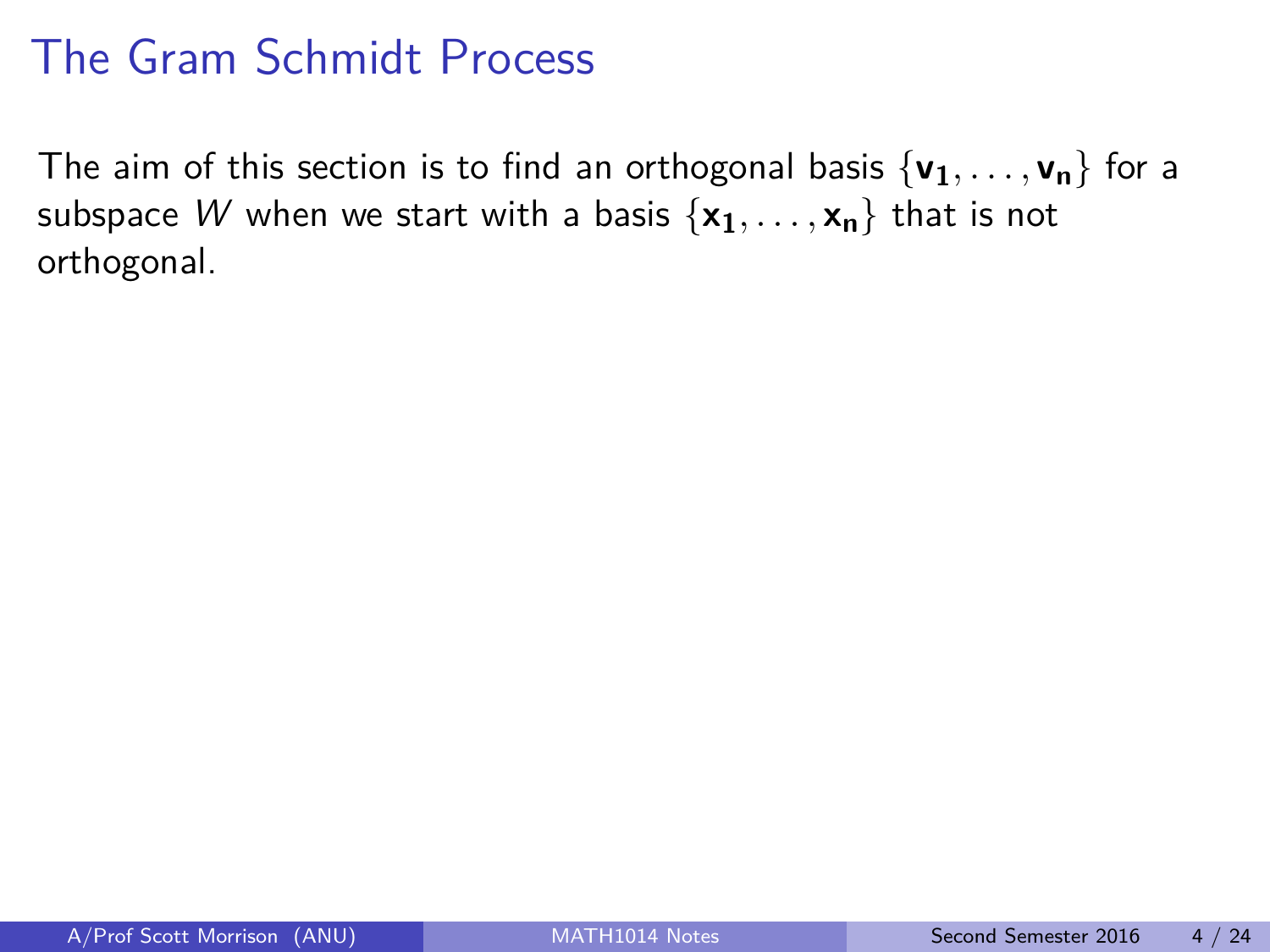# The Gram Schmidt Process

The aim of this section is to find an orthogonal basis $\{\mathbf{v_1}, \ldots, \mathbf{v_n}\}$ for a subspace $W$ when we start with a basis $\{\mathbf{x_1}, \ldots, \mathbf{x_n}\}$ that is not orthogonal.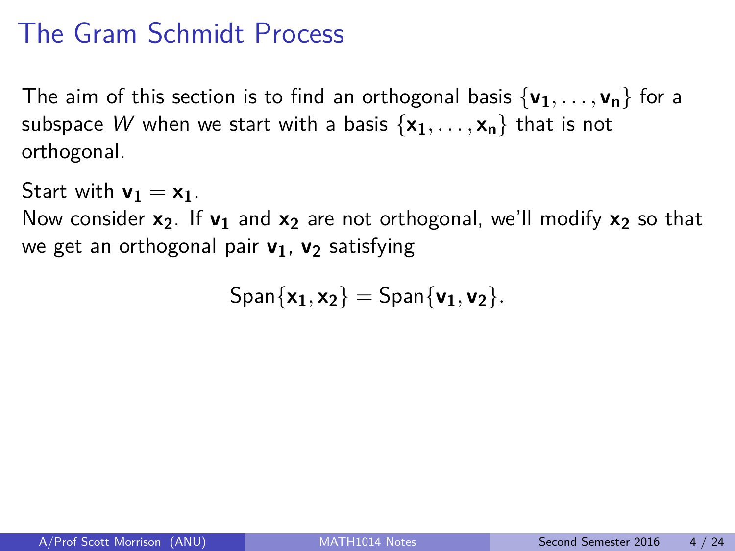# The Gram Schmidt Process

The aim of this section is to find an orthogonal basis $\{\mathbf{v_1}, \dots, \mathbf{v_n}\}$ for a subspace $W$ when we start with a basis $\{\mathbf{x_1}, \dots, \mathbf{x_n}\}$ that is not orthogonal.

Start with $\mathbf{v_1} = \mathbf{x_1}$.
Now consider $\mathbf{x_2}$. If $\mathbf{v_1}$ and $\mathbf{x_2}$ are not orthogonal, we'll modify $\mathbf{x_2}$ so that we get an orthogonal pair $\mathbf{v_1}$, $\mathbf{v_2}$ satisfying

$$\text{Span}\{\mathbf{x_1}, \mathbf{x_2}\} = \text{Span}\{\mathbf{v_1}, \mathbf{v_2}\}.$$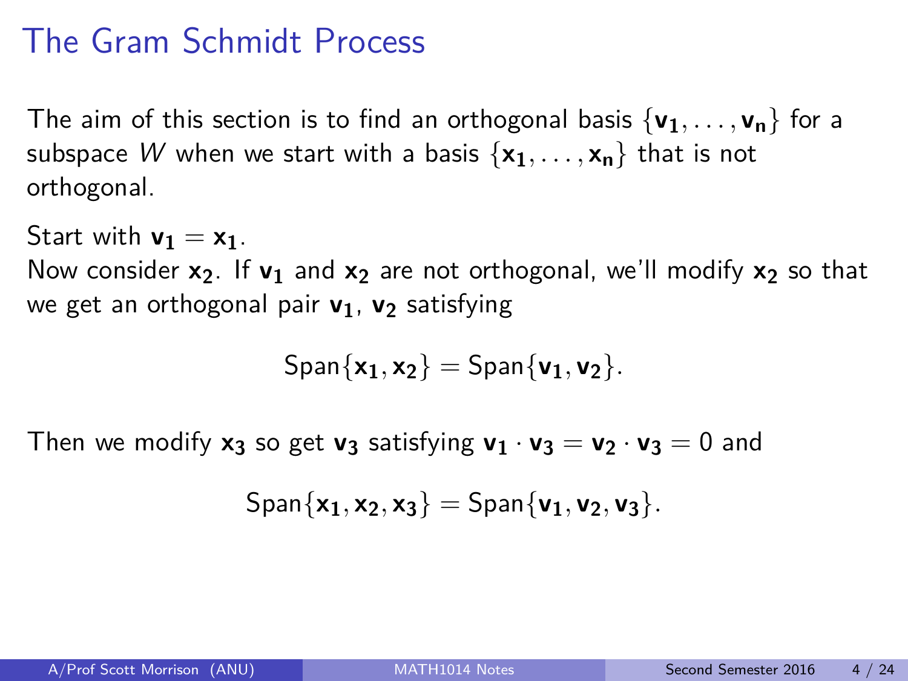# The Gram Schmidt Process

The aim of this section is to find an orthogonal basis $\{\mathbf{v_1}, \ldots, \mathbf{v_n}\}$ for a subspace $W$ when we start with a basis $\{\mathbf{x_1}, \ldots, \mathbf{x_n}\}$ that is not orthogonal.

Start with $\mathbf{v_1} = \mathbf{x_1}$.
Now consider $\mathbf{x_2}$. If $\mathbf{v_1}$ and $\mathbf{x_2}$ are not orthogonal, we'll modify $\mathbf{x_2}$ so that we get an orthogonal pair $\mathbf{v_1}$, $\mathbf{v_2}$ satisfying

$$\text{Span}\{\mathbf{x_1}, \mathbf{x_2}\} = \text{Span}\{\mathbf{v_1}, \mathbf{v_2}\}.$$

Then we modify $\mathbf{x_3}$ so get $\mathbf{v_3}$ satisfying $\mathbf{v_1} \cdot \mathbf{v_3} = \mathbf{v_2} \cdot \mathbf{v_3} = 0$ and

$$\text{Span}\{\mathbf{x_1}, \mathbf{x_2}, \mathbf{x_3}\} = \text{Span}\{\mathbf{v_1}, \mathbf{v_2}, \mathbf{v_3}\}.$$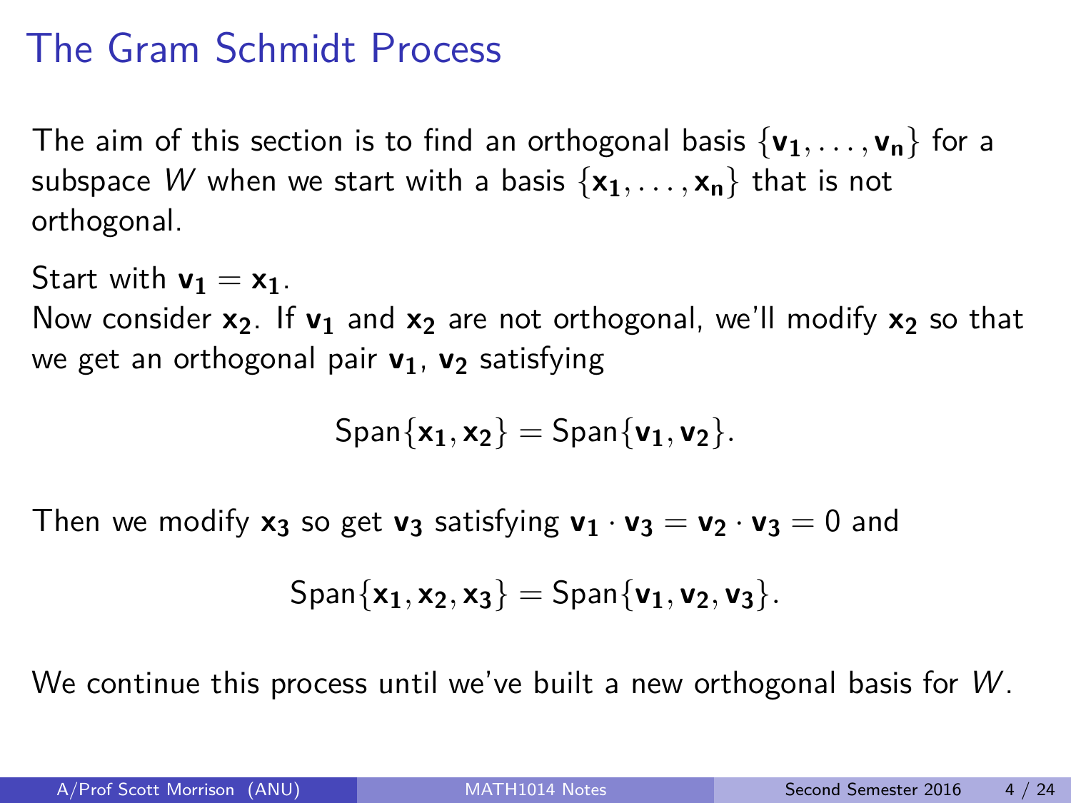# The Gram Schmidt Process

The aim of this section is to find an orthogonal basis $\{\mathbf{v_1}, \ldots, \mathbf{v_n}\}$ for a subspace $W$ when we start with a basis $\{\mathbf{x_1}, \ldots, \mathbf{x_n}\}$ that is not orthogonal.

Start with $\mathbf{v_1} = \mathbf{x_1}$.
Now consider $\mathbf{x_2}$. If $\mathbf{v_1}$ and $\mathbf{x_2}$ are not orthogonal, we'll modify $\mathbf{x_2}$ so that we get an orthogonal pair $\mathbf{v_1}$, $\mathbf{v_2}$ satisfying

$$\text{Span}\{\mathbf{x_1}, \mathbf{x_2}\} = \text{Span}\{\mathbf{v_1}, \mathbf{v_2}\}.$$

Then we modify $\mathbf{x_3}$ so get $\mathbf{v_3}$ satisfying $\mathbf{v_1} \cdot \mathbf{v_3} = \mathbf{v_2} \cdot \mathbf{v_3} = 0$ and

$$\text{Span}\{\mathbf{x_1}, \mathbf{x_2}, \mathbf{x_3}\} = \text{Span}\{\mathbf{v_1}, \mathbf{v_2}, \mathbf{v_3}\}.$$

We continue this process until we've built a new orthogonal basis for $W$.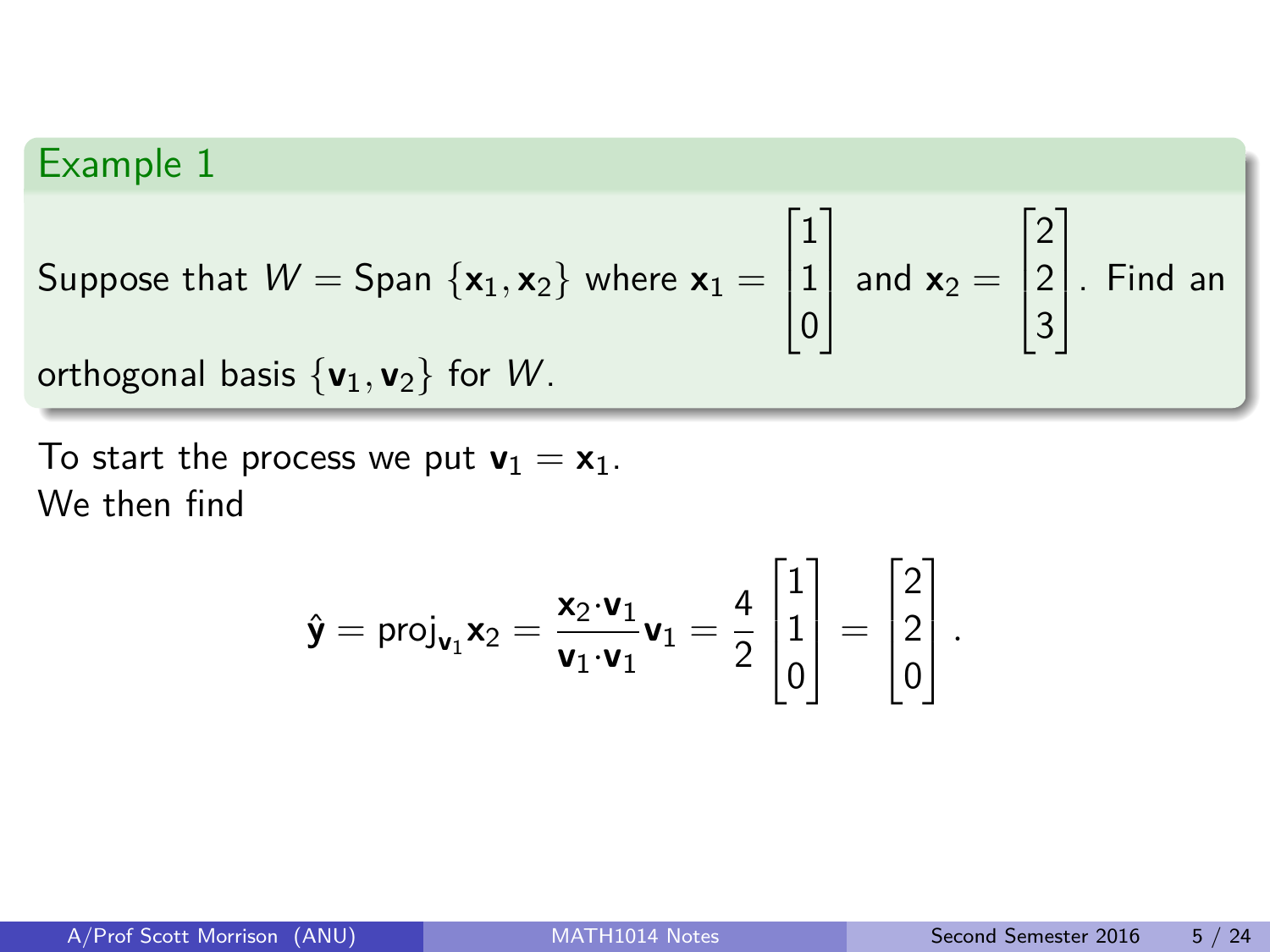### Example 1

Suppose that $W = \text{Span}\,\{\mathbf{x}_1, \mathbf{x}_2\}$ where $\mathbf{x}_1 = \begin{bmatrix} 1 \\ 1 \\ 0 \end{bmatrix}$ and $\mathbf{x}_2 = \begin{bmatrix} 2 \\ 2 \\ 3 \end{bmatrix}$. Find an orthogonal basis $\{\mathbf{v}_1, \mathbf{v}_2\}$ for $W$.

To start the process we put $\mathbf{v}_1 = \mathbf{x}_1$.
We then find

$$\hat{\mathbf{y}} = \text{proj}_{\mathbf{v}_1}\mathbf{x}_2 = \frac{\mathbf{x}_2 \cdot \mathbf{v}_1}{\mathbf{v}_1 \cdot \mathbf{v}_1}\mathbf{v}_1 = \frac{4}{2}\begin{bmatrix} 1 \\ 1 \\ 0 \end{bmatrix} = \begin{bmatrix} 2 \\ 2 \\ 0 \end{bmatrix}.$$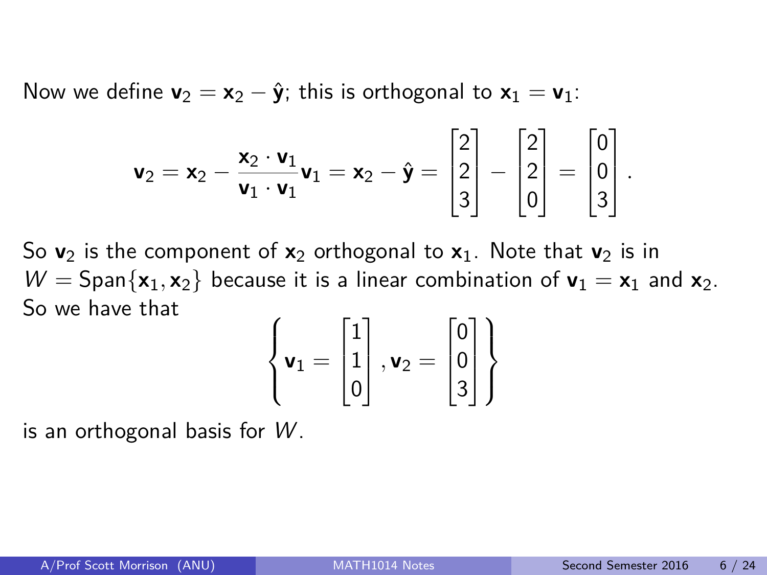Now we define $\mathbf{v}_2 = \mathbf{x}_2 - \hat{\mathbf{y}}$; this is orthogonal to $\mathbf{x}_1 = \mathbf{v}_1$:

$$\mathbf{v}_2 = \mathbf{x}_2 - \frac{\mathbf{x}_2 \cdot \mathbf{v}_1}{\mathbf{v}_1 \cdot \mathbf{v}_1}\mathbf{v}_1 = \mathbf{x}_2 - \hat{\mathbf{y}} = \begin{bmatrix} 2 \\ 2 \\ 3 \end{bmatrix} - \begin{bmatrix} 2 \\ 2 \\ 0 \end{bmatrix} = \begin{bmatrix} 0 \\ 0 \\ 3 \end{bmatrix}.$$

So $\mathbf{v}_2$ is the component of $\mathbf{x}_2$ orthogonal to $\mathbf{x}_1$. Note that $\mathbf{v}_2$ is in $W = \text{Span}\{\mathbf{x}_1, \mathbf{x}_2\}$ because it is a linear combination of $\mathbf{v}_1 = \mathbf{x}_1$ and $\mathbf{x}_2$. So we have that

$$\left\{ \mathbf{v}_1 = \begin{bmatrix} 1 \\ 1 \\ 0 \end{bmatrix}, \mathbf{v}_2 = \begin{bmatrix} 0 \\ 0 \\ 3 \end{bmatrix} \right\}$$

is an orthogonal basis for $W$.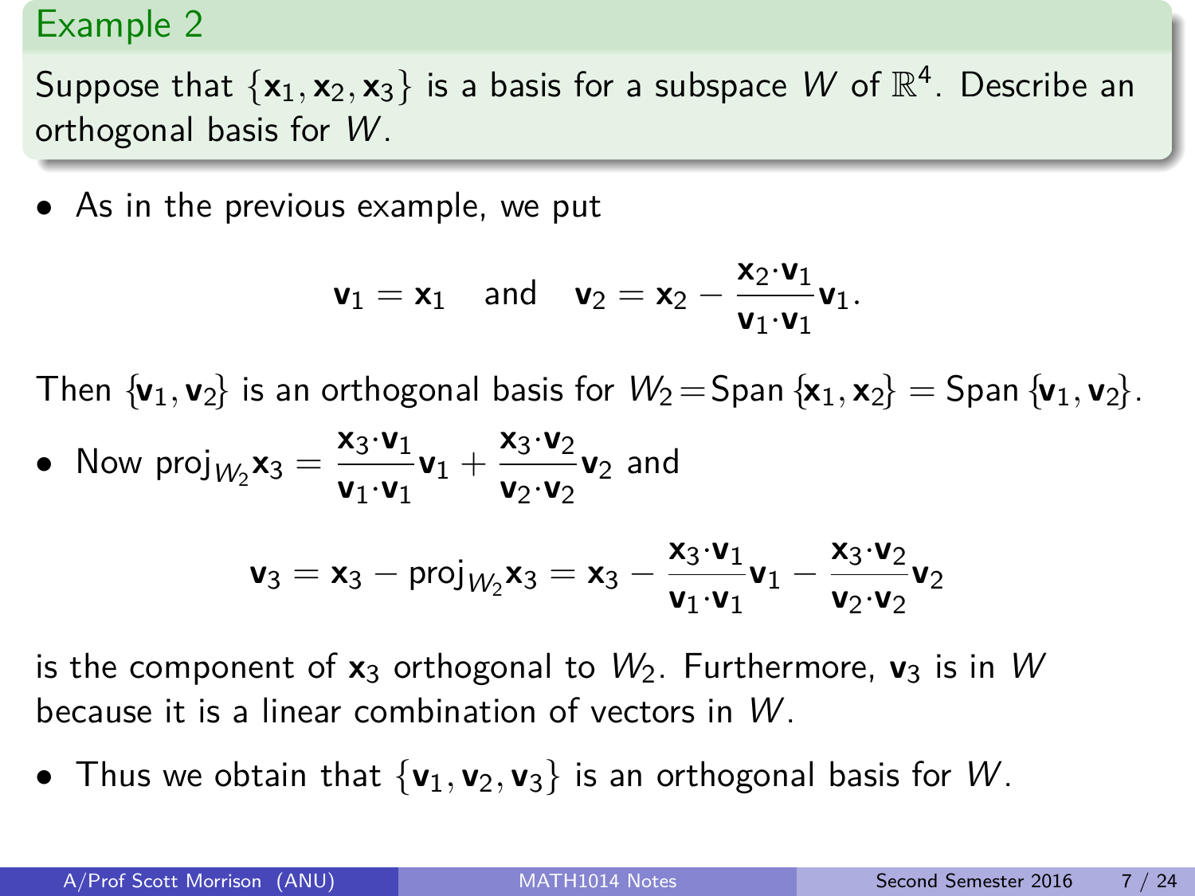## Example 2

Suppose that $\{\mathbf{x}_1, \mathbf{x}_2, \mathbf{x}_3\}$ is a basis for a subspace $W$ of $\mathbb{R}^4$. Describe an orthogonal basis for $W$.

- As in the previous example, we put

$$\mathbf{v}_1 = \mathbf{x}_1 \quad \text{and} \quad \mathbf{v}_2 = \mathbf{x}_2 - \frac{\mathbf{x}_2 \cdot \mathbf{v}_1}{\mathbf{v}_1 \cdot \mathbf{v}_1}\mathbf{v}_1.$$

Then $\{\mathbf{v}_1, \mathbf{v}_2\}$ is an orthogonal basis for $W_2 = \text{Span}\{\mathbf{x}_1, \mathbf{x}_2\} = \text{Span}\{\mathbf{v}_1, \mathbf{v}_2\}$.

- Now $\text{proj}_{W_2}\mathbf{x}_3 = \dfrac{\mathbf{x}_3 \cdot \mathbf{v}_1}{\mathbf{v}_1 \cdot \mathbf{v}_1}\mathbf{v}_1 + \dfrac{\mathbf{x}_3 \cdot \mathbf{v}_2}{\mathbf{v}_2 \cdot \mathbf{v}_2}\mathbf{v}_2$ and

$$\mathbf{v}_3 = \mathbf{x}_3 - \text{proj}_{W_2}\mathbf{x}_3 = \mathbf{x}_3 - \frac{\mathbf{x}_3 \cdot \mathbf{v}_1}{\mathbf{v}_1 \cdot \mathbf{v}_1}\mathbf{v}_1 - \frac{\mathbf{x}_3 \cdot \mathbf{v}_2}{\mathbf{v}_2 \cdot \mathbf{v}_2}\mathbf{v}_2$$

is the component of $\mathbf{x}_3$ orthogonal to $W_2$. Furthermore, $\mathbf{v}_3$ is in $W$ because it is a linear combination of vectors in $W$.

- Thus we obtain that $\{\mathbf{v}_1, \mathbf{v}_2, \mathbf{v}_3\}$ is an orthogonal basis for $W$.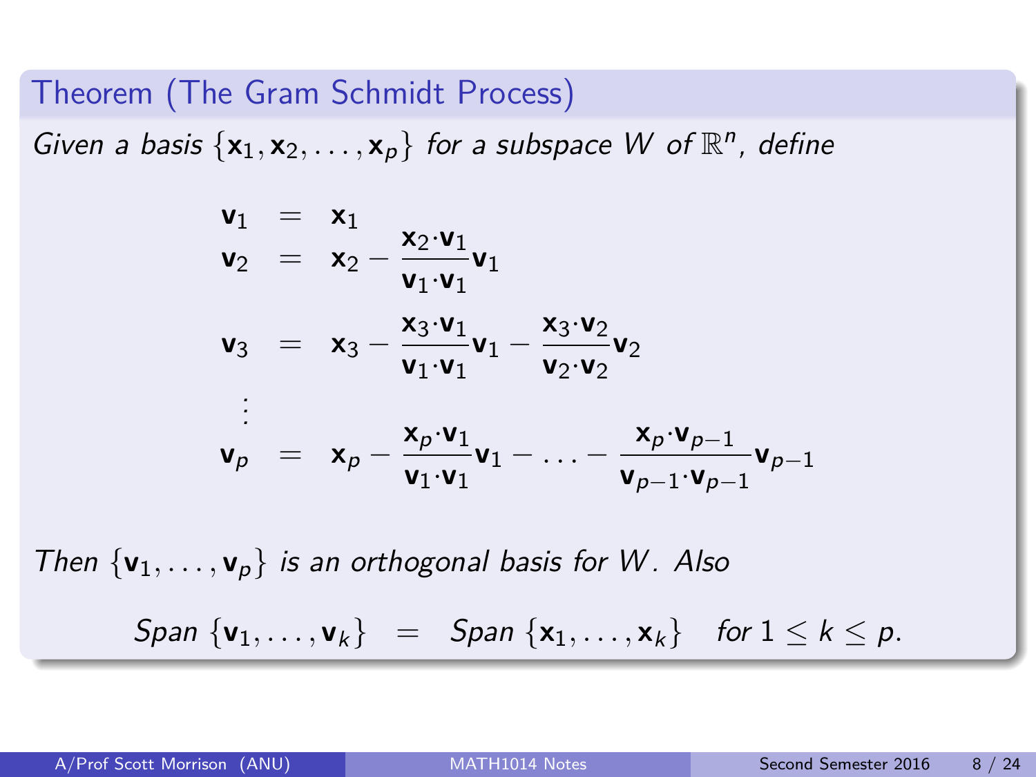## Theorem (The Gram Schmidt Process)

*Given a basis* $\{\mathbf{x}_1, \mathbf{x}_2, \ldots, \mathbf{x}_p\}$ *for a subspace* $W$ *of* $\mathbb{R}^n$*, define*

$$
\begin{aligned}
\mathbf{v}_1 &= \mathbf{x}_1 \\
\mathbf{v}_2 &= \mathbf{x}_2 - \frac{\mathbf{x}_2 \cdot \mathbf{v}_1}{\mathbf{v}_1 \cdot \mathbf{v}_1}\mathbf{v}_1 \\
\mathbf{v}_3 &= \mathbf{x}_3 - \frac{\mathbf{x}_3 \cdot \mathbf{v}_1}{\mathbf{v}_1 \cdot \mathbf{v}_1}\mathbf{v}_1 - \frac{\mathbf{x}_3 \cdot \mathbf{v}_2}{\mathbf{v}_2 \cdot \mathbf{v}_2}\mathbf{v}_2 \\
&\vdots \\
\mathbf{v}_p &= \mathbf{x}_p - \frac{\mathbf{x}_p \cdot \mathbf{v}_1}{\mathbf{v}_1 \cdot \mathbf{v}_1}\mathbf{v}_1 - \ldots - \frac{\mathbf{x}_p \cdot \mathbf{v}_{p-1}}{\mathbf{v}_{p-1} \cdot \mathbf{v}_{p-1}}\mathbf{v}_{p-1}
\end{aligned}
$$

*Then* $\{\mathbf{v}_1, \ldots, \mathbf{v}_p\}$ *is an orthogonal basis for* $W$*. Also*

$$
\text{Span}\,\{\mathbf{v}_1, \ldots, \mathbf{v}_k\} = \text{Span}\,\{\mathbf{x}_1, \ldots, \mathbf{x}_k\} \quad \text{for } 1 \leq k \leq p.
$$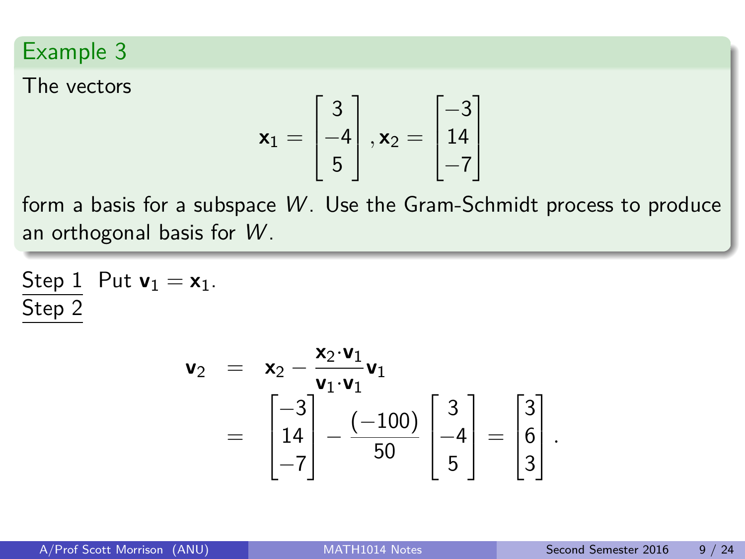## Example 3

The vectors

$$\mathbf{x}_1 = \begin{bmatrix} 3 \\ -4 \\ 5 \end{bmatrix}, \mathbf{x}_2 = \begin{bmatrix} -3 \\ 14 \\ -7 \end{bmatrix}$$

form a basis for a subspace $W$. Use the Gram-Schmidt process to produce an orthogonal basis for $W$.

Step 1 Put $\mathbf{v}_1 = \mathbf{x}_1$.

Step 2

$$\begin{aligned} \mathbf{v}_2 &= \mathbf{x}_2 - \frac{\mathbf{x}_2 \cdot \mathbf{v}_1}{\mathbf{v}_1 \cdot \mathbf{v}_1} \mathbf{v}_1 \\ &= \begin{bmatrix} -3 \\ 14 \\ -7 \end{bmatrix} - \frac{(-100)}{50} \begin{bmatrix} 3 \\ -4 \\ 5 \end{bmatrix} = \begin{bmatrix} 3 \\ 6 \\ 3 \end{bmatrix}. \end{aligned}$$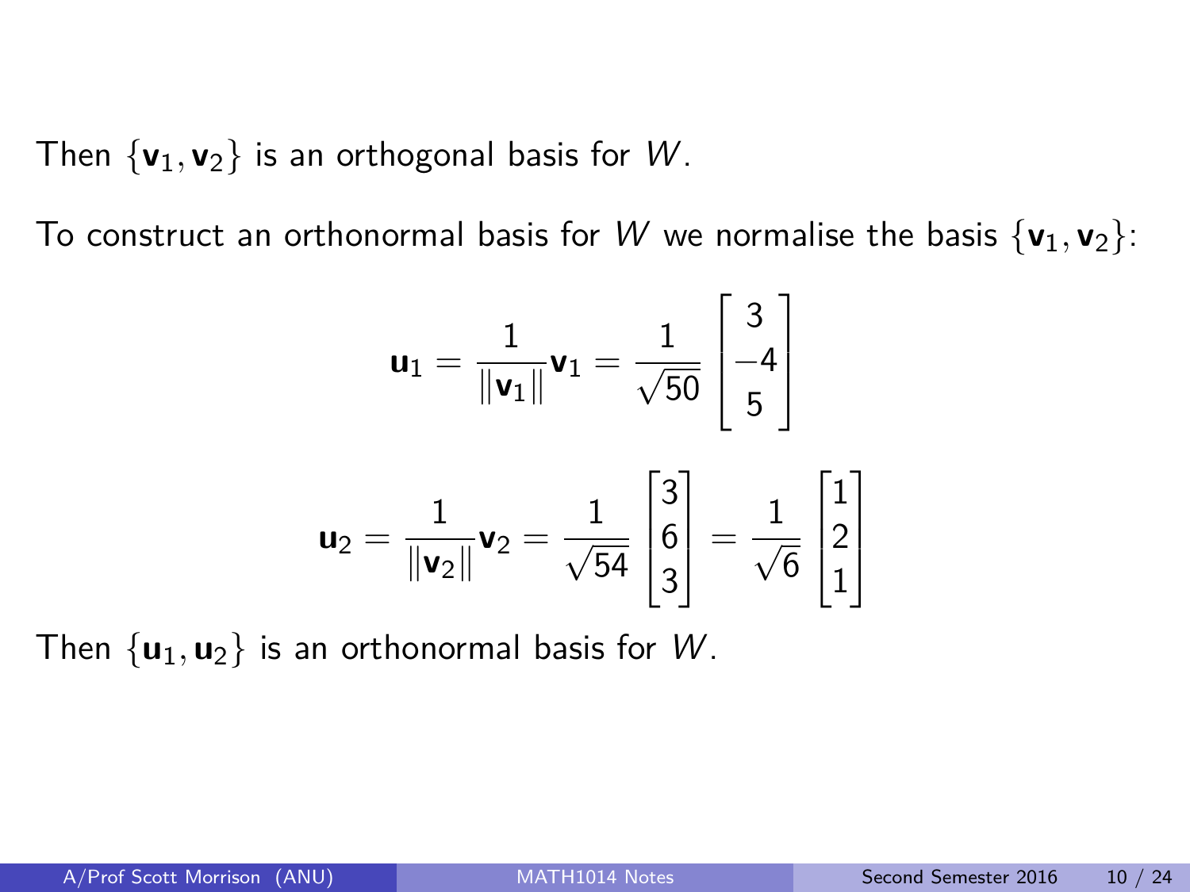Then $\{\mathbf{v}_1, \mathbf{v}_2\}$ is an orthogonal basis for $W$.

To construct an orthonormal basis for $W$ we normalise the basis $\{\mathbf{v}_1, \mathbf{v}_2\}$:

$$\mathbf{u}_1 = \frac{1}{\|\mathbf{v}_1\|}\mathbf{v}_1 = \frac{1}{\sqrt{50}} \begin{bmatrix} 3 \\ -4 \\ 5 \end{bmatrix}$$

$$\mathbf{u}_2 = \frac{1}{\|\mathbf{v}_2\|}\mathbf{v}_2 = \frac{1}{\sqrt{54}} \begin{bmatrix} 3 \\ 6 \\ 3 \end{bmatrix} = \frac{1}{\sqrt{6}} \begin{bmatrix} 1 \\ 2 \\ 1 \end{bmatrix}$$

Then $\{\mathbf{u}_1, \mathbf{u}_2\}$ is an orthonormal basis for $W$.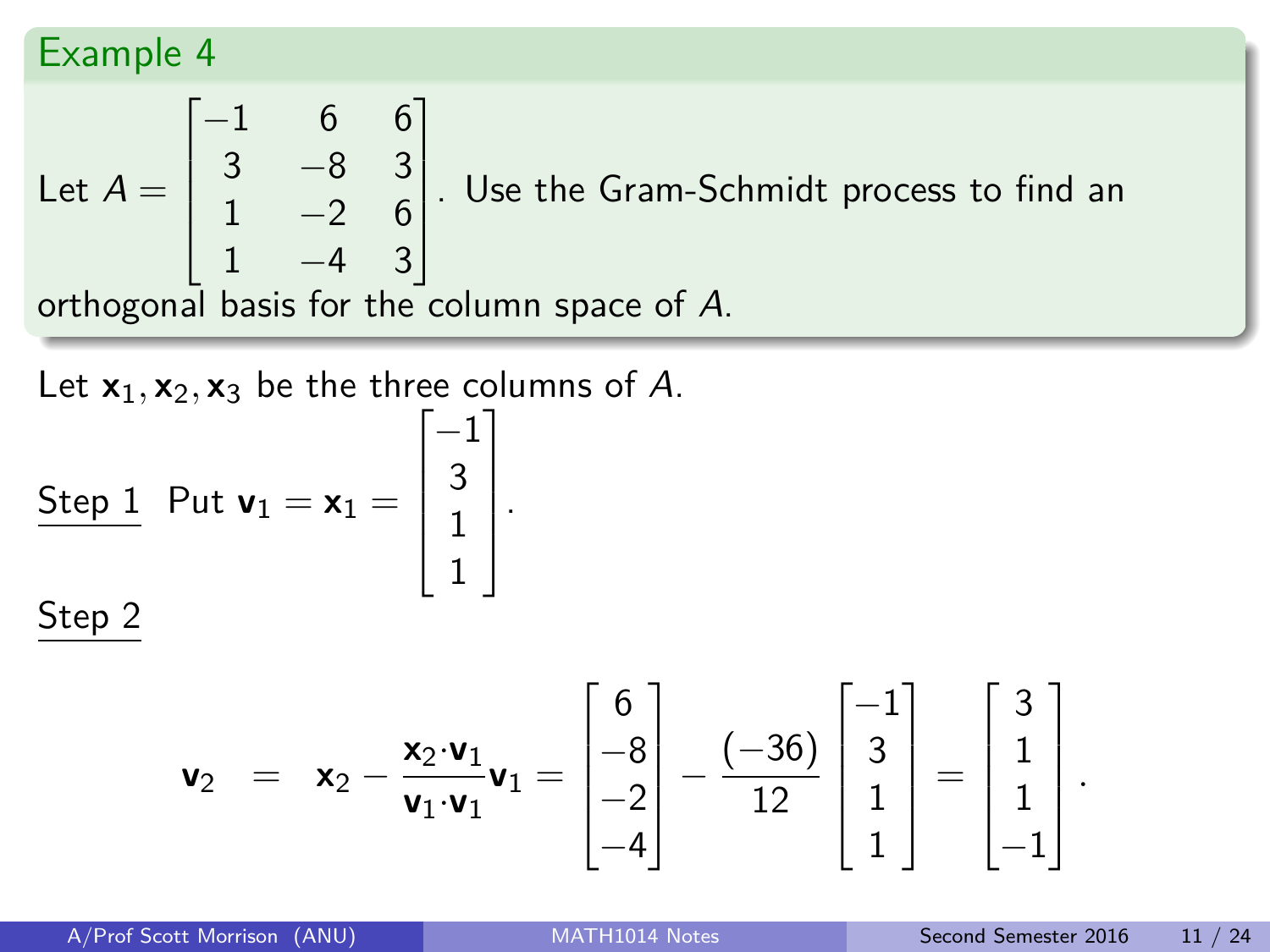## Example 4

Let $A = \begin{bmatrix} -1 & 6 & 6 \\ 3 & -8 & 3 \\ 1 & -2 & 6 \\ 1 & -4 & 3 \end{bmatrix}$. Use the Gram-Schmidt process to find an orthogonal basis for the column space of $A$.

Let $\mathbf{x}_1, \mathbf{x}_2, \mathbf{x}_3$ be the three columns of $A$.

<u>Step 1</u> Put $\mathbf{v}_1 = \mathbf{x}_1 = \begin{bmatrix} -1 \\ 3 \\ 1 \\ 1 \end{bmatrix}$.

<u>Step 2</u>

$$\mathbf{v}_2 = \mathbf{x}_2 - \frac{\mathbf{x}_2 \cdot \mathbf{v}_1}{\mathbf{v}_1 \cdot \mathbf{v}_1}\mathbf{v}_1 = \begin{bmatrix} 6 \\ -8 \\ -2 \\ -4 \end{bmatrix} - \frac{(-36)}{12}\begin{bmatrix} -1 \\ 3 \\ 1 \\ 1 \end{bmatrix} = \begin{bmatrix} 3 \\ 1 \\ 1 \\ -1 \end{bmatrix}.$$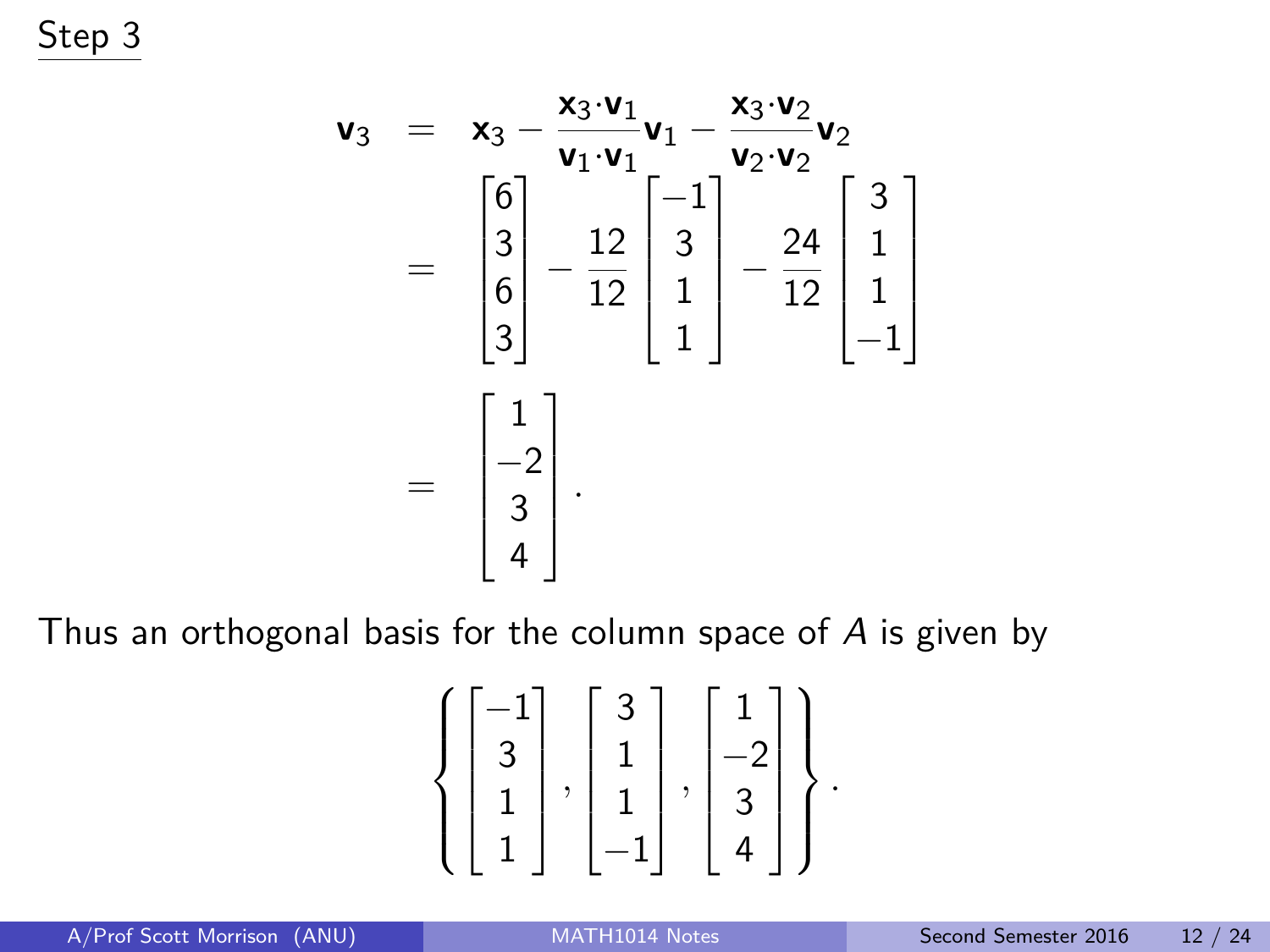Step 3

$$
\begin{aligned}
\mathbf{v}_3 &= \mathbf{x}_3 - \frac{\mathbf{x}_3 \cdot \mathbf{v}_1}{\mathbf{v}_1 \cdot \mathbf{v}_1}\mathbf{v}_1 - \frac{\mathbf{x}_3 \cdot \mathbf{v}_2}{\mathbf{v}_2 \cdot \mathbf{v}_2}\mathbf{v}_2 \\
&= \begin{bmatrix} 6 \\ 3 \\ 6 \\ 3 \end{bmatrix} - \frac{12}{12}\begin{bmatrix} -1 \\ 3 \\ 1 \\ 1 \end{bmatrix} - \frac{24}{12}\begin{bmatrix} 3 \\ 1 \\ 1 \\ -1 \end{bmatrix} \\
&= \begin{bmatrix} 1 \\ -2 \\ 3 \\ 4 \end{bmatrix}.
\end{aligned}
$$

Thus an orthogonal basis for the column space of $A$ is given by

$$
\left\{ \begin{bmatrix} -1 \\ 3 \\ 1 \\ 1 \end{bmatrix}, \begin{bmatrix} 3 \\ 1 \\ 1 \\ -1 \end{bmatrix}, \begin{bmatrix} 1 \\ -2 \\ 3 \\ 4 \end{bmatrix} \right\}.
$$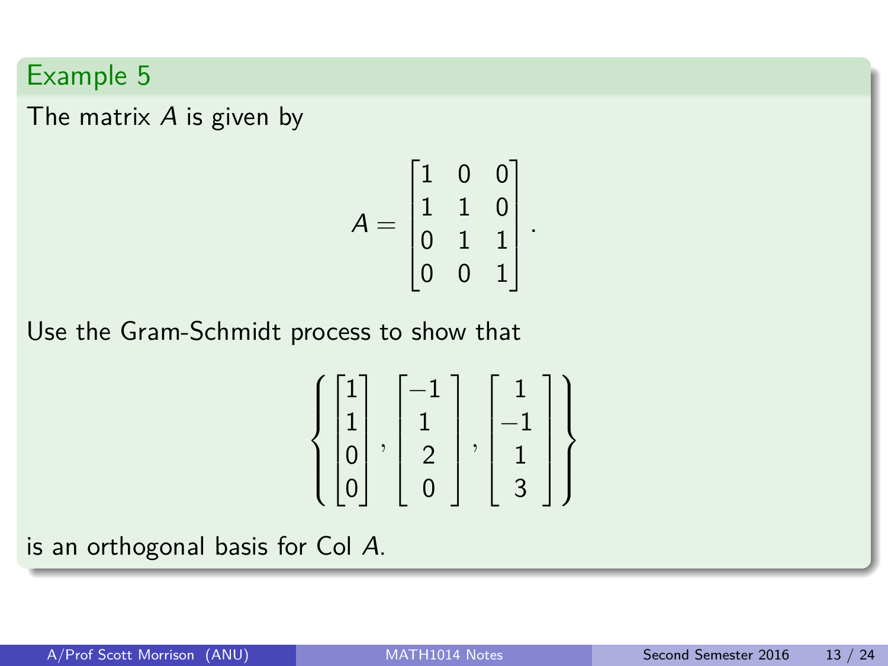## Example 5

The matrix $A$ is given by

$$A = \begin{bmatrix} 1 & 0 & 0 \\ 1 & 1 & 0 \\ 0 & 1 & 1 \\ 0 & 0 & 1 \end{bmatrix}.$$

Use the Gram-Schmidt process to show that

$$\left\{ \begin{bmatrix} 1 \\ 1 \\ 0 \\ 0 \end{bmatrix}, \begin{bmatrix} -1 \\ 1 \\ 2 \\ 0 \end{bmatrix}, \begin{bmatrix} 1 \\ -1 \\ 1 \\ 3 \end{bmatrix} \right\}$$

is an orthogonal basis for Col $A$.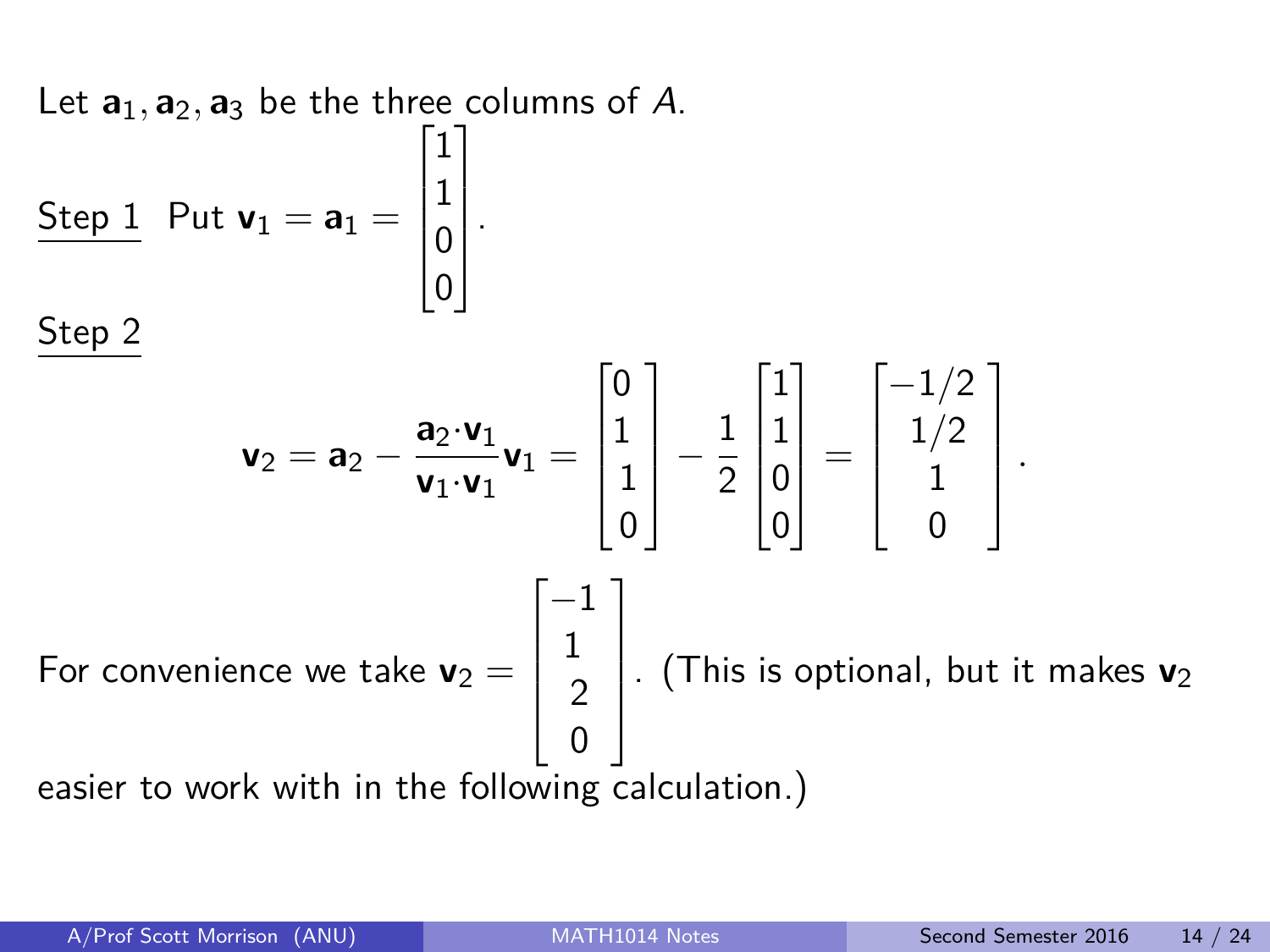Let $\mathbf{a}_1, \mathbf{a}_2, \mathbf{a}_3$ be the three columns of $A$.

<u>Step 1</u> Put $\mathbf{v}_1 = \mathbf{a}_1 = \begin{bmatrix} 1 \\ 1 \\ 0 \\ 0 \end{bmatrix}$.

<u>Step 2</u>

$$\mathbf{v}_2 = \mathbf{a}_2 - \frac{\mathbf{a}_2 \cdot \mathbf{v}_1}{\mathbf{v}_1 \cdot \mathbf{v}_1} \mathbf{v}_1 = \begin{bmatrix} 0 \\ 1 \\ 1 \\ 0 \end{bmatrix} - \frac{1}{2} \begin{bmatrix} 1 \\ 1 \\ 0 \\ 0 \end{bmatrix} = \begin{bmatrix} -1/2 \\ 1/2 \\ 1 \\ 0 \end{bmatrix}.$$

For convenience we take $\mathbf{v}_2 = \begin{bmatrix} -1 \\ 1 \\ 2 \\ 0 \end{bmatrix}$. (This is optional, but it makes $\mathbf{v}_2$ easier to work with in the following calculation.)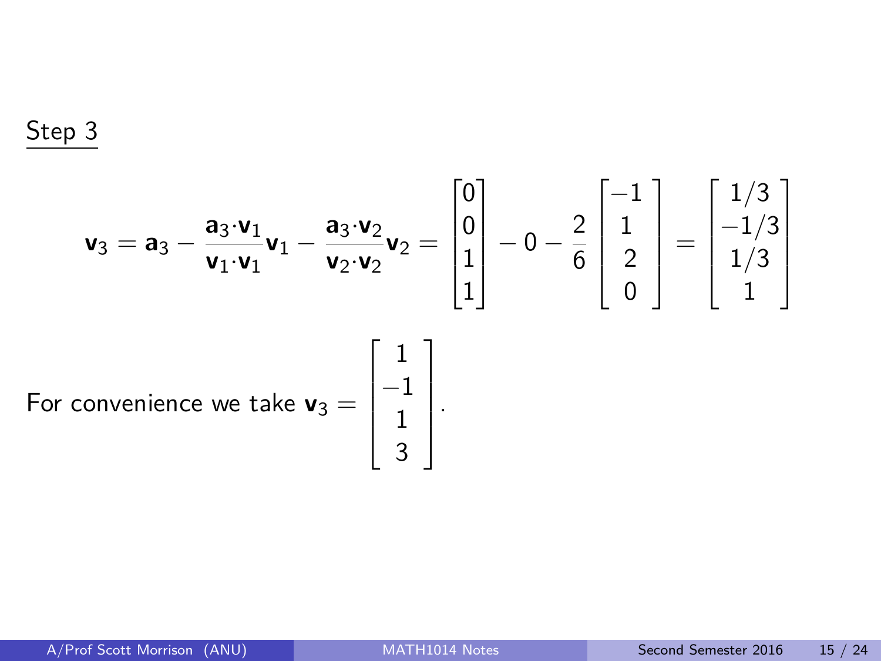## Step 3

$$\mathbf{v}_3 = \mathbf{a}_3 - \frac{\mathbf{a}_3 \cdot \mathbf{v}_1}{\mathbf{v}_1 \cdot \mathbf{v}_1}\mathbf{v}_1 - \frac{\mathbf{a}_3 \cdot \mathbf{v}_2}{\mathbf{v}_2 \cdot \mathbf{v}_2}\mathbf{v}_2 = \begin{bmatrix} 0 \\ 0 \\ 1 \\ 1 \end{bmatrix} - 0 - \frac{2}{6}\begin{bmatrix} -1 \\ 1 \\ 2 \\ 0 \end{bmatrix} = \begin{bmatrix} 1/3 \\ -1/3 \\ 1/3 \\ 1 \end{bmatrix}$$

For convenience we take $\mathbf{v}_3 = \begin{bmatrix} 1 \\ -1 \\ 1 \\ 3 \end{bmatrix}$.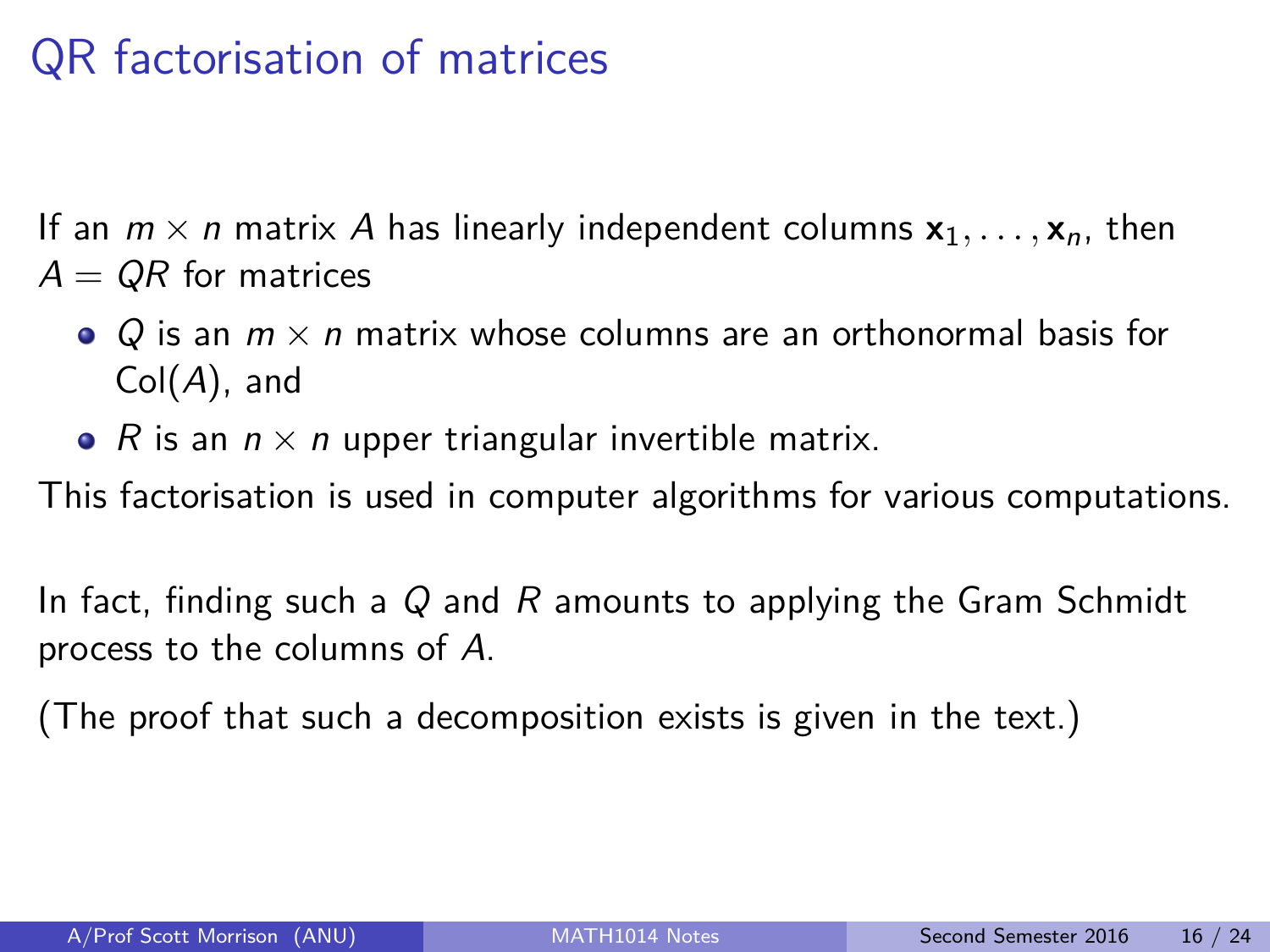# QR factorisation of matrices

If an $m \times n$ matrix $A$ has linearly independent columns $\mathbf{x}_1, \ldots, \mathbf{x}_n$, then $A = QR$ for matrices

- $Q$ is an $m \times n$ matrix whose columns are an orthonormal basis for $\mathrm{Col}(A)$, and
- $R$ is an $n \times n$ upper triangular invertible matrix.

This factorisation is used in computer algorithms for various computations.

In fact, finding such a $Q$ and $R$ amounts to applying the Gram Schmidt process to the columns of $A$.

(The proof that such a decomposition exists is given in the text.)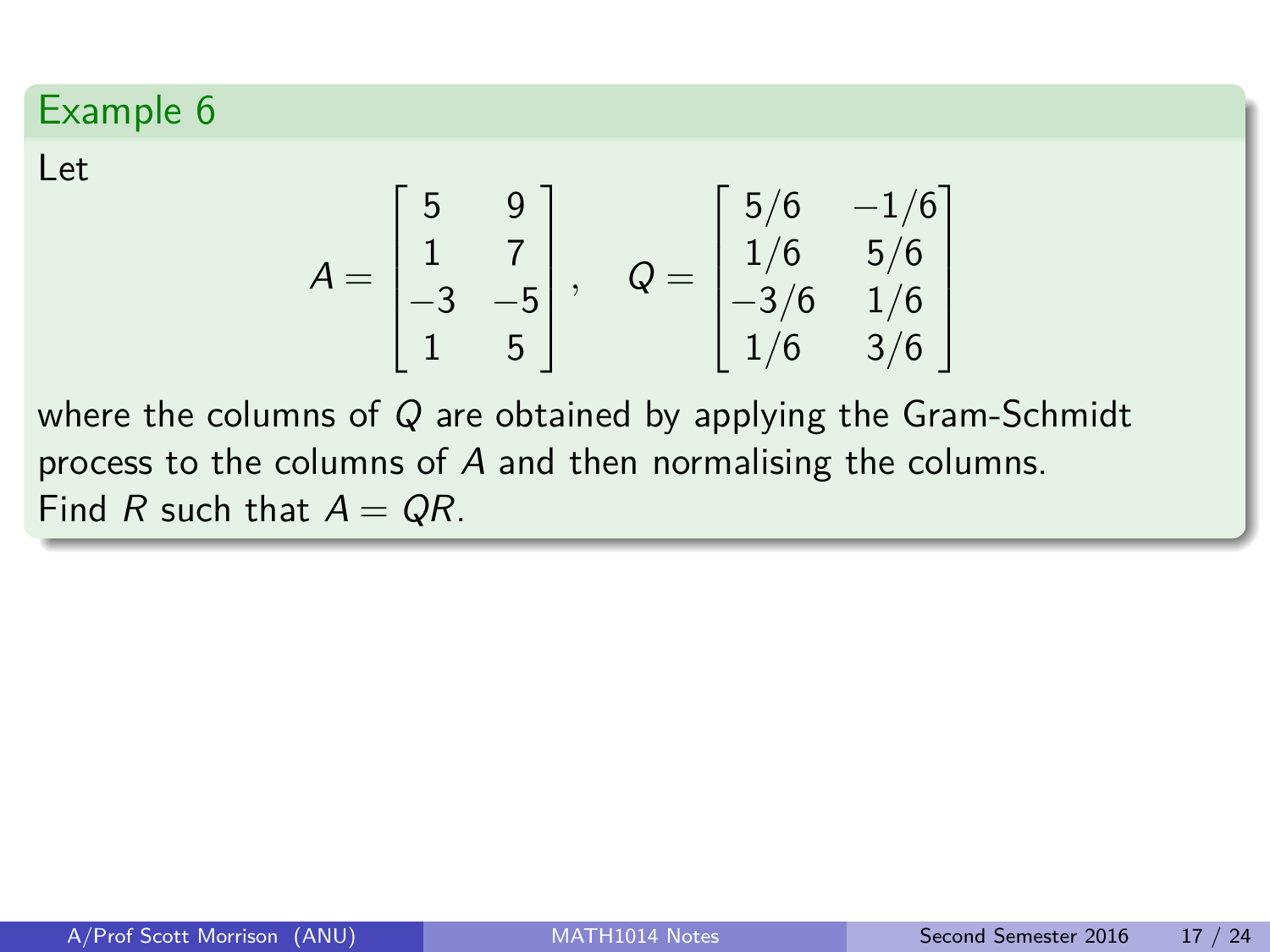## Example 6

Let

$$A = \begin{bmatrix} 5 & 9 \\ 1 & 7 \\ -3 & -5 \\ 1 & 5 \end{bmatrix}, \quad Q = \begin{bmatrix} 5/6 & -1/6 \\ 1/6 & 5/6 \\ -3/6 & 1/6 \\ 1/6 & 3/6 \end{bmatrix}$$

where the columns of $Q$ are obtained by applying the Gram-Schmidt process to the columns of $A$ and then normalising the columns. Find $R$ such that $A = QR$.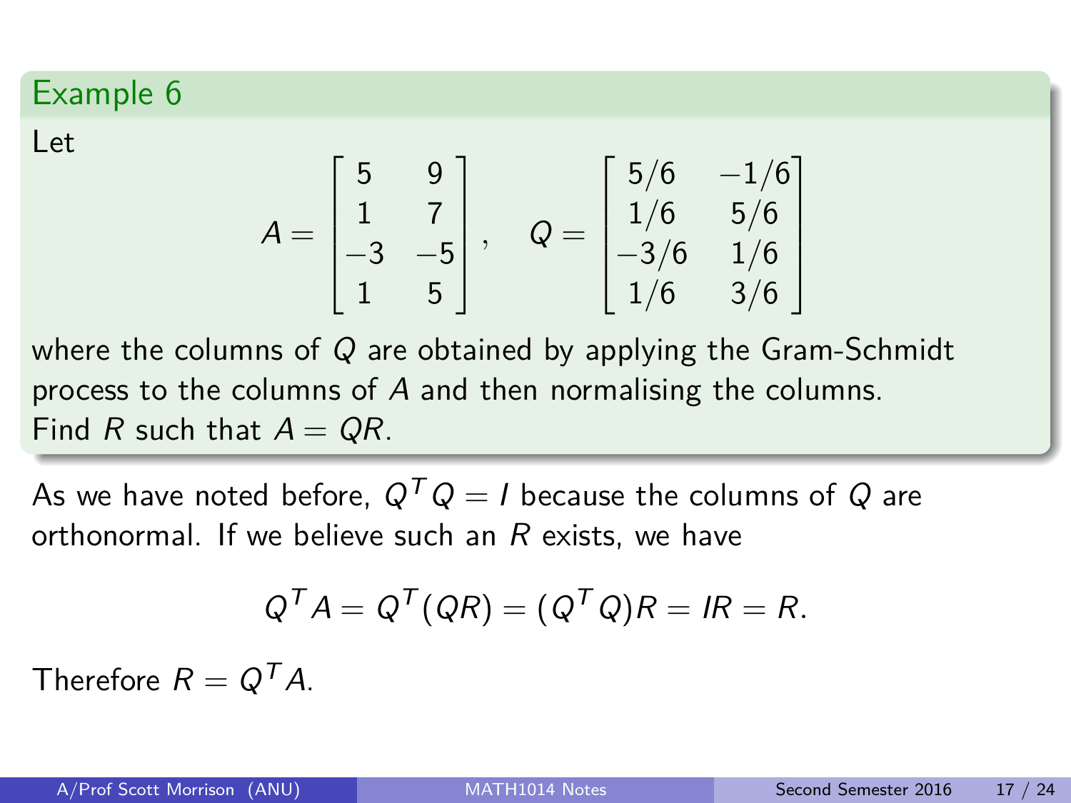## Example 6

Let

$$A = \begin{bmatrix} 5 & 9 \\ 1 & 7 \\ -3 & -5 \\ 1 & 5 \end{bmatrix}, \quad Q = \begin{bmatrix} 5/6 & -1/6 \\ 1/6 & 5/6 \\ -3/6 & 1/6 \\ 1/6 & 3/6 \end{bmatrix}$$

where the columns of $Q$ are obtained by applying the Gram-Schmidt process to the columns of $A$ and then normalising the columns. Find $R$ such that $A = QR$.

As we have noted before, $Q^T Q = I$ because the columns of $Q$ are orthonormal. If we believe such an $R$ exists, we have

$$Q^T A = Q^T(QR) = (Q^T Q)R = IR = R.$$

Therefore $R = Q^T A$.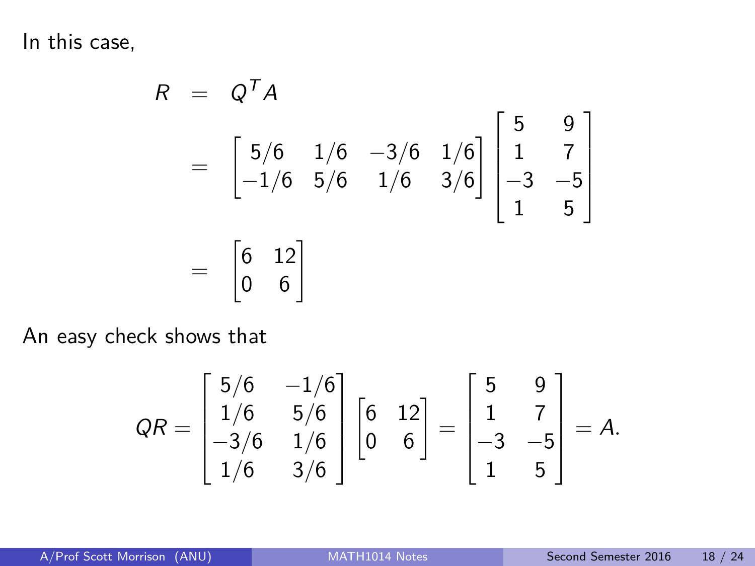In this case,

$$
\begin{aligned}
R &= Q^T A \\
&= \begin{bmatrix} 5/6 & 1/6 & -3/6 & 1/6 \\ -1/6 & 5/6 & 1/6 & 3/6 \end{bmatrix} \begin{bmatrix} 5 & 9 \\ 1 & 7 \\ -3 & -5 \\ 1 & 5 \end{bmatrix} \\
&= \begin{bmatrix} 6 & 12 \\ 0 & 6 \end{bmatrix}
\end{aligned}
$$

An easy check shows that

$$
QR = \begin{bmatrix} 5/6 & -1/6 \\ 1/6 & 5/6 \\ -3/6 & 1/6 \\ 1/6 & 3/6 \end{bmatrix} \begin{bmatrix} 6 & 12 \\ 0 & 6 \end{bmatrix} = \begin{bmatrix} 5 & 9 \\ 1 & 7 \\ -3 & -5 \\ 1 & 5 \end{bmatrix} = A.
$$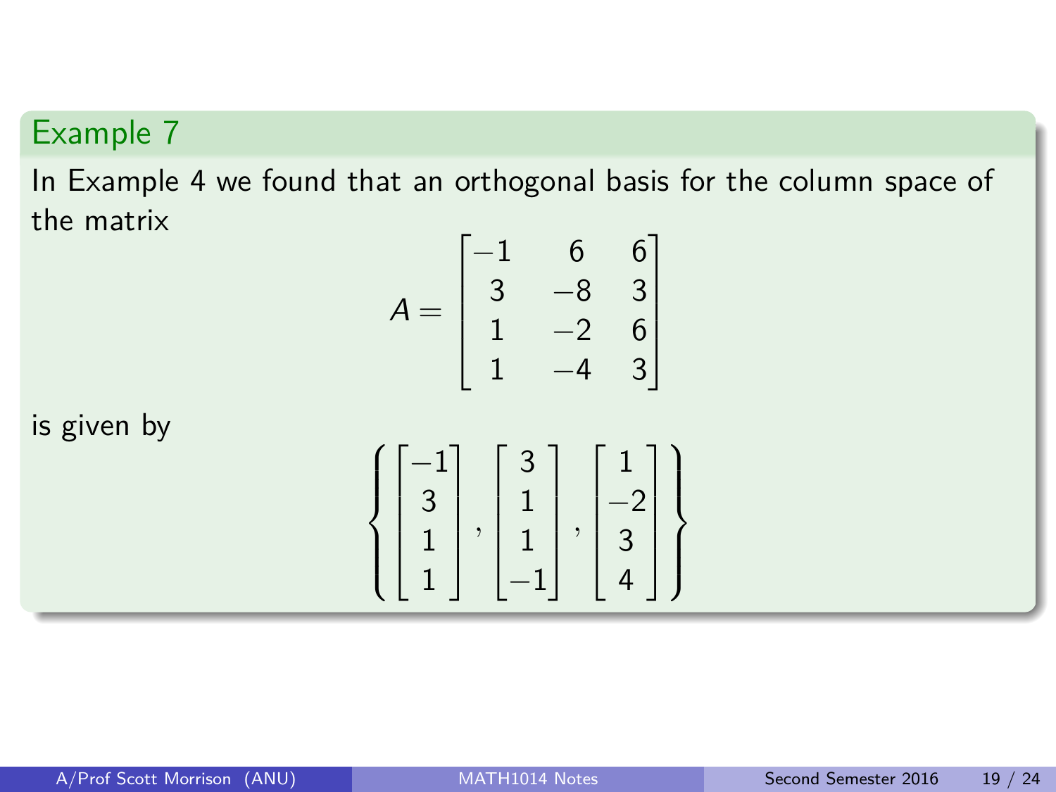## Example 7

In Example 4 we found that an orthogonal basis for the column space of the matrix

$$A = \begin{bmatrix} -1 & 6 & 6 \\ 3 & -8 & 3 \\ 1 & -2 & 6 \\ 1 & -4 & 3 \end{bmatrix}$$

is given by

$$\left\{ \begin{bmatrix} -1 \\ 3 \\ 1 \\ 1 \end{bmatrix}, \begin{bmatrix} 3 \\ 1 \\ 1 \\ -1 \end{bmatrix}, \begin{bmatrix} 1 \\ -2 \\ 3 \\ 4 \end{bmatrix} \right\}$$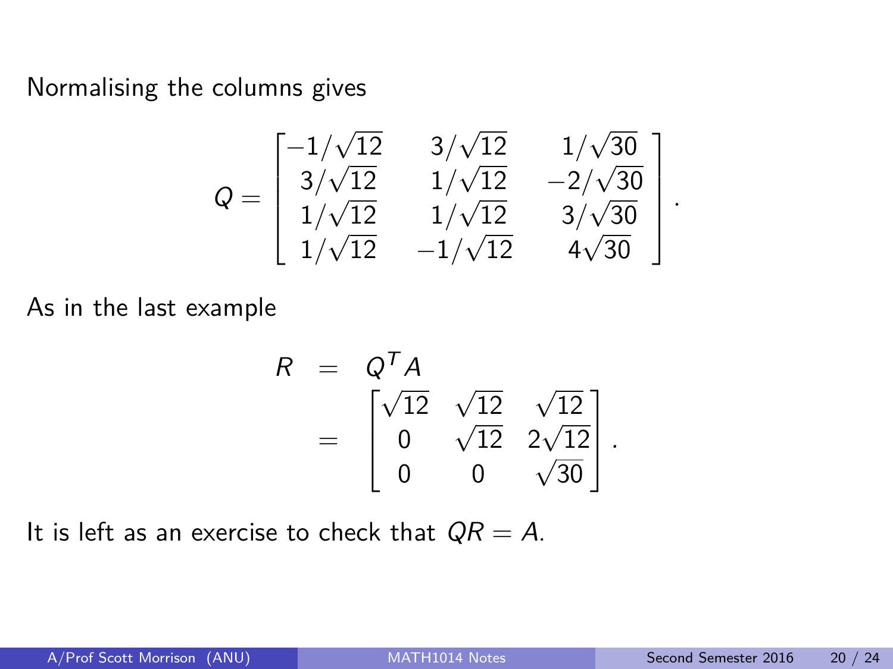Normalising the columns gives

$$Q = \begin{bmatrix} -1/\sqrt{12} & 3/\sqrt{12} & 1/\sqrt{30} \\ 3/\sqrt{12} & 1/\sqrt{12} & -2/\sqrt{30} \\ 1/\sqrt{12} & 1/\sqrt{12} & 3/\sqrt{30} \\ 1/\sqrt{12} & -1/\sqrt{12} & 4\sqrt{30} \end{bmatrix}.$$

As in the last example

$$\begin{aligned} R &= Q^T A \\ &= \begin{bmatrix} \sqrt{12} & \sqrt{12} & \sqrt{12} \\ 0 & \sqrt{12} & 2\sqrt{12} \\ 0 & 0 & \sqrt{30} \end{bmatrix}. \end{aligned}$$

It is left as an exercise to check that $QR = A$.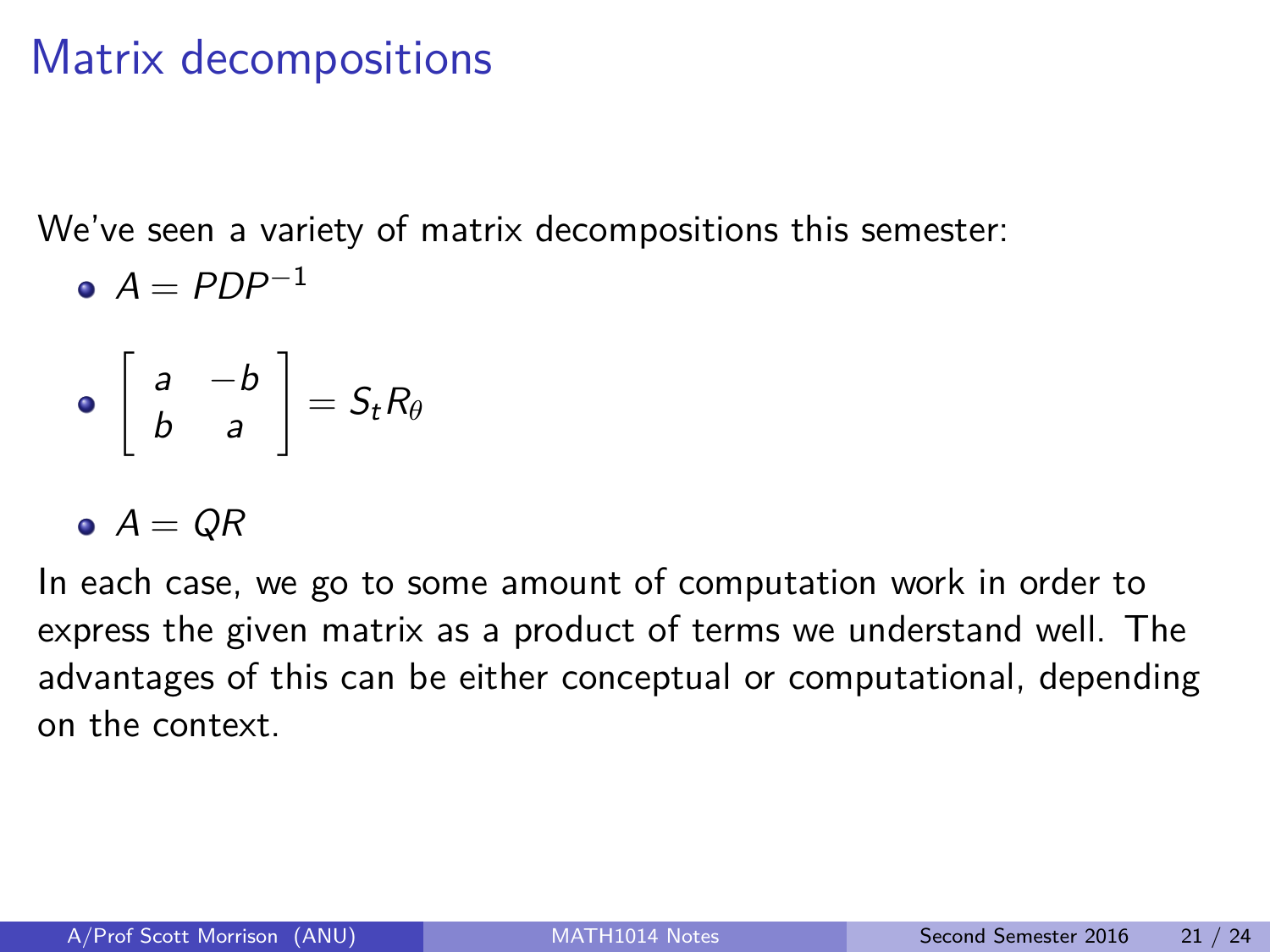# Matrix decompositions

We've seen a variety of matrix decompositions this semester:

- $A = PDP^{-1}$
- $\begin{bmatrix} a & -b \\ b & a \end{bmatrix} = S_t R_\theta$
- $A = QR$

In each case, we go to some amount of computation work in order to express the given matrix as a product of terms we understand well. The advantages of this can be either conceptual or computational, depending on the context.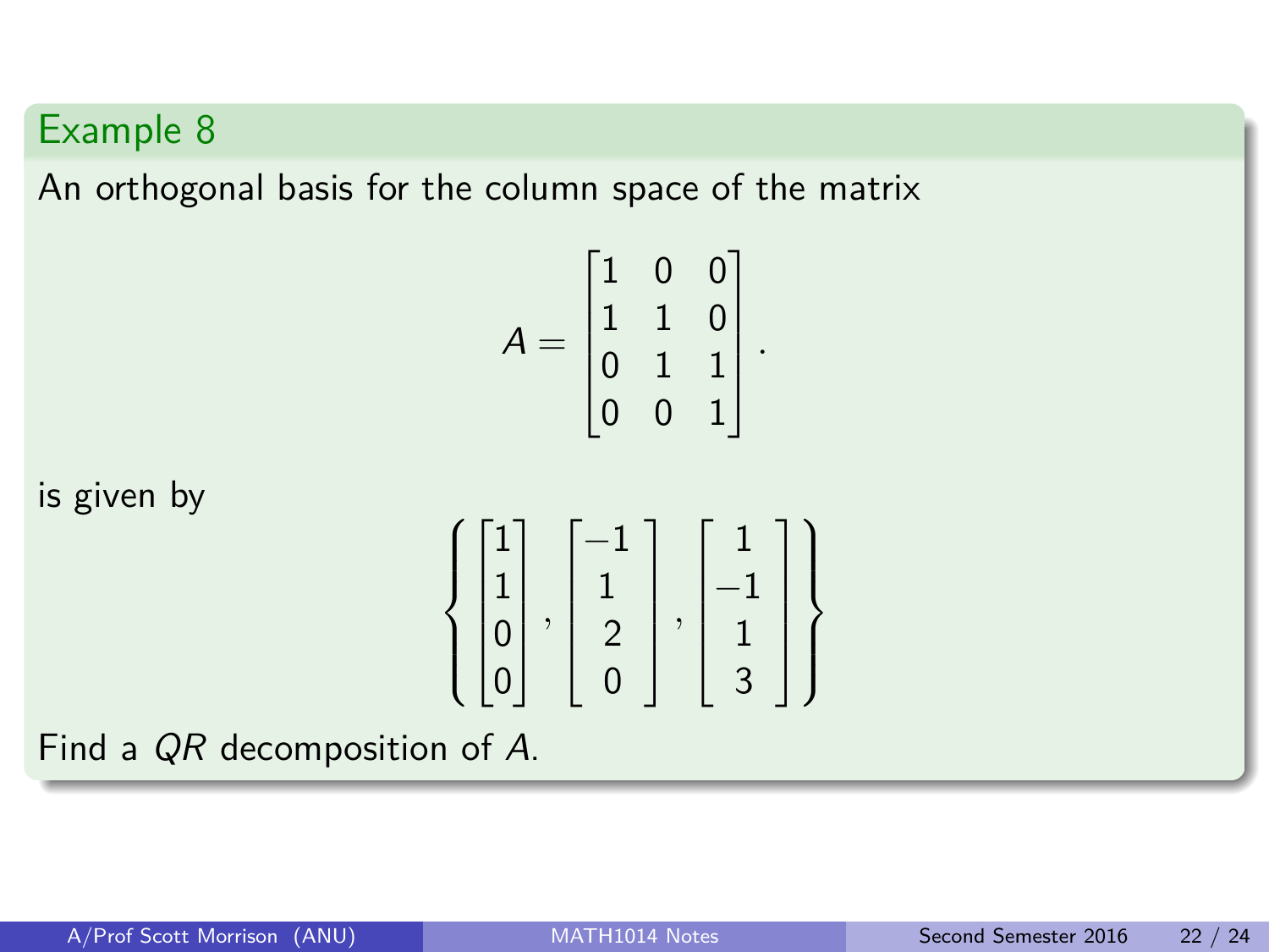## Example 8

An orthogonal basis for the column space of the matrix

$$A = \begin{bmatrix} 1 & 0 & 0 \\ 1 & 1 & 0 \\ 0 & 1 & 1 \\ 0 & 0 & 1 \end{bmatrix}.$$

is given by

$$\left\{ \begin{bmatrix} 1 \\ 1 \\ 0 \\ 0 \end{bmatrix}, \begin{bmatrix} -1 \\ 1 \\ 2 \\ 0 \end{bmatrix}, \begin{bmatrix} 1 \\ -1 \\ 1 \\ 3 \end{bmatrix} \right\}$$

Find a $QR$ decomposition of $A$.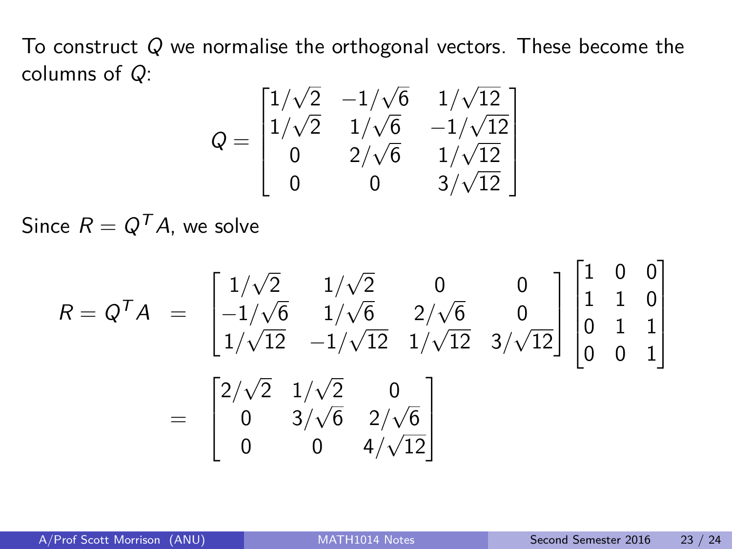To construct $Q$ we normalise the orthogonal vectors. These become the columns of $Q$:

$$Q = \begin{bmatrix} 1/\sqrt{2} & -1/\sqrt{6} & 1/\sqrt{12} \\ 1/\sqrt{2} & 1/\sqrt{6} & -1/\sqrt{12} \\ 0 & 2/\sqrt{6} & 1/\sqrt{12} \\ 0 & 0 & 3/\sqrt{12} \end{bmatrix}$$

Since $R = Q^T A$, we solve

$$\begin{aligned} R = Q^T A &= \begin{bmatrix} 1/\sqrt{2} & 1/\sqrt{2} & 0 & 0 \\ -1/\sqrt{6} & 1/\sqrt{6} & 2/\sqrt{6} & 0 \\ 1/\sqrt{12} & -1/\sqrt{12} & 1/\sqrt{12} & 3/\sqrt{12} \end{bmatrix} \begin{bmatrix} 1 & 0 & 0 \\ 1 & 1 & 0 \\ 0 & 1 & 1 \\ 0 & 0 & 1 \end{bmatrix} \\ &= \begin{bmatrix} 2/\sqrt{2} & 1/\sqrt{2} & 0 \\ 0 & 3/\sqrt{6} & 2/\sqrt{6} \\ 0 & 0 & 4/\sqrt{12} \end{bmatrix} \end{aligned}$$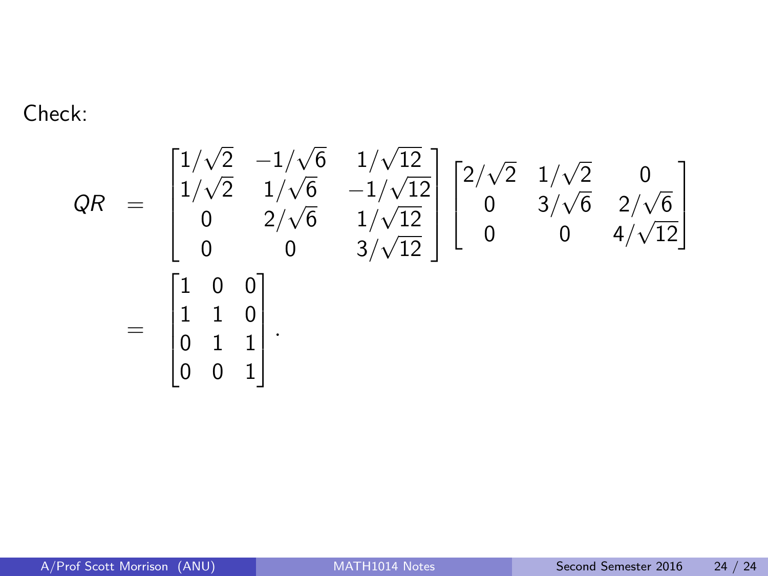Check:

$$
\begin{aligned}
QR &= \begin{bmatrix} 1/\sqrt{2} & -1/\sqrt{6} & 1/\sqrt{12} \\ 1/\sqrt{2} & 1/\sqrt{6} & -1/\sqrt{12} \\ 0 & 2/\sqrt{6} & 1/\sqrt{12} \\ 0 & 0 & 3/\sqrt{12} \end{bmatrix} \begin{bmatrix} 2/\sqrt{2} & 1/\sqrt{2} & 0 \\ 0 & 3/\sqrt{6} & 2/\sqrt{6} \\ 0 & 0 & 4/\sqrt{12} \end{bmatrix} \\
&= \begin{bmatrix} 1 & 0 & 0 \\ 1 & 1 & 0 \\ 0 & 1 & 1 \\ 0 & 0 & 1 \end{bmatrix}.
\end{aligned}
$$